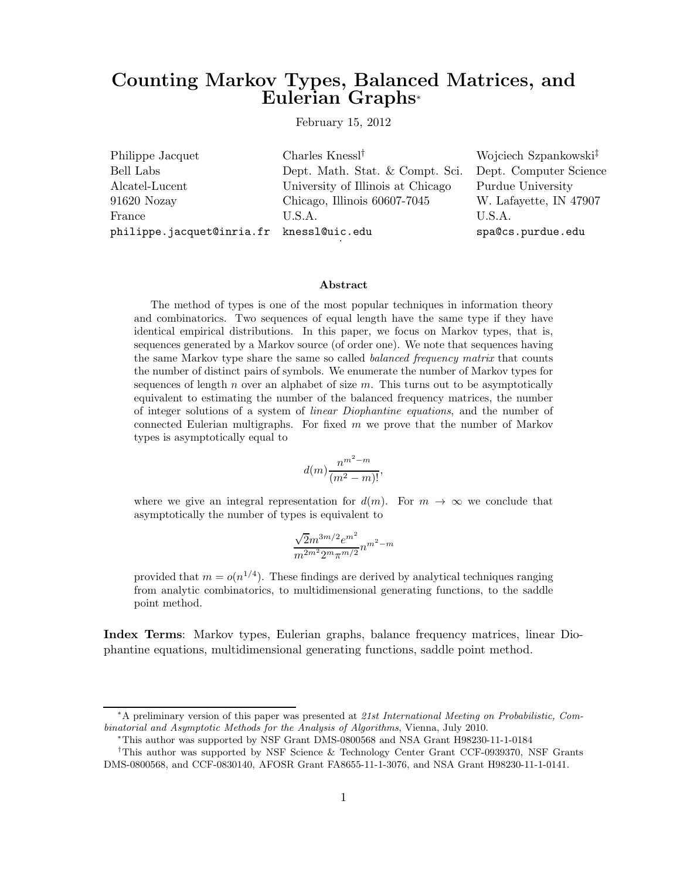# Counting Markov Types, Balanced Matrices, and Eulerian Graphs*

February 15, 2012

| Philippe Jacquet | Charles Knessl[†] | Wojciech Szpankowski[‡] |
|---|---|---|
| Bell Labs | Dept. Math. Stat. & Compt. Sci. | Dept. Computer Science |
| Alcatel-Lucent | University of Illinois at Chicago | Purdue University |
| 91620 Nozay | Chicago, Illinois 60607-7045 | W. Lafayette, IN 47907 |
| France | U.S.A. | U.S.A. |
| philippe.jacquet@inria.fr | knessl@uic.edu | spa@cs.purdue.edu |

### Abstract

The method of types is one of the most popular techniques in information theory and combinatorics. Two sequences of equal length have the same type if they have identical empirical distributions. In this paper, we focus on Markov types, that is, sequences generated by a Markov source (of order one). We note that sequences having the same Markov type share the same so called *balanced frequency matrix* that counts the number of distinct pairs of symbols. We enumerate the number of Markov types for sequences of length $n$ over an alphabet of size $m$. This turns out to be asymptotically equivalent to estimating the number of the balanced frequency matrices, the number of integer solutions of a system of *linear Diophantine equations*, and the number of connected Eulerian multigraphs. For fixed $m$ we prove that the number of Markov types is asymptotically equal to

$$d(m)\frac{n^{m^2-m}}{(m^2-m)!},$$

where we give an integral representation for $d(m)$. For $m \to \infty$ we conclude that asymptotically the number of types is equivalent to

$$\frac{\sqrt{2}m^{3m/2}e^{m^2}}{m^{2m^2}2^m\pi^{m/2}}n^{m^2-m}$$

provided that $m = o(n^{1/4})$. These findings are derived by analytical techniques ranging from analytic combinatorics, to multidimensional generating functions, to the saddle point method.

**Index Terms**: Markov types, Eulerian graphs, balance frequency matrices, linear Diophantine equations, multidimensional generating functions, saddle point method.

---

*A preliminary version of this paper was presented at *21st International Meeting on Probabilistic, Combinatorial and Asymptotic Methods for the Analysis of Algorithms*, Vienna, July 2010.

*This author was supported by NSF Grant DMS-0800568 and NSA Grant H98230-11-1-0184

[†]This author was supported by NSF Science & Technology Center Grant CCF-0939370, NSF Grants DMS-0800568, and CCF-0830140, AFOSR Grant FA8655-11-1-3076, and NSA Grant H98230-11-1-0141.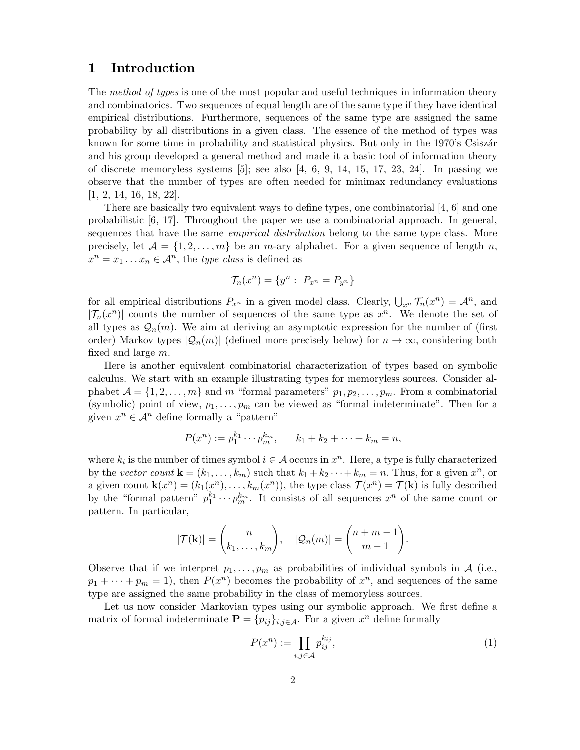# 1 Introduction

The *method of types* is one of the most popular and useful techniques in information theory and combinatorics. Two sequences of equal length are of the same type if they have identical empirical distributions. Furthermore, sequences of the same type are assigned the same probability by all distributions in a given class. The essence of the method of types was known for some time in probability and statistical physics. But only in the 1970's Csiszár and his group developed a general method and made it a basic tool of information theory of discrete memoryless systems [5]; see also [4, 6, 9, 14, 15, 17, 23, 24]. In passing we observe that the number of types are often needed for minimax redundancy evaluations [1, 2, 14, 16, 18, 22].

There are basically two equivalent ways to define types, one combinatorial [4, 6] and one probabilistic [6, 17]. Throughout the paper we use a combinatorial approach. In general, sequences that have the same *empirical distribution* belong to the same type class. More precisely, let $\mathcal{A} = \{1, 2, \ldots, m\}$ be an $m$-ary alphabet. For a given sequence of length $n$, $x^n = x_1 \ldots x_n \in \mathcal{A}^n$, the *type class* is defined as

$$\mathcal{T}_n(x^n) = \{y^n : \; P_{x^n} = P_{y^n}\}$$

for all empirical distributions $P_{x^n}$ in a given model class. Clearly, $\bigcup_{x^n} \mathcal{T}_n(x^n) = \mathcal{A}^n$, and $|\mathcal{T}_n(x^n)|$ counts the number of sequences of the same type as $x^n$. We denote the set of all types as $\mathcal{Q}_n(m)$. We aim at deriving an asymptotic expression for the number of (first order) Markov types $|\mathcal{Q}_n(m)|$ (defined more precisely below) for $n \to \infty$, considering both fixed and large $m$.

Here is another equivalent combinatorial characterization of types based on symbolic calculus. We start with an example illustrating types for memoryless sources. Consider alphabet $\mathcal{A} = \{1, 2, \ldots, m\}$ and $m$ "formal parameters" $p_1, p_2, \ldots, p_m$. From a combinatorial (symbolic) point of view, $p_1, \ldots, p_m$ can be viewed as "formal indeterminate". Then for a given $x^n \in \mathcal{A}^n$ define formally a "pattern"

$$P(x^n) := p_1^{k_1} \cdots p_m^{k_m}, \qquad k_1 + k_2 + \cdots + k_m = n,$$

where $k_i$ is the number of times symbol $i \in \mathcal{A}$ occurs in $x^n$. Here, a type is fully characterized by the *vector count* $\mathbf{k} = (k_1, \ldots, k_m)$ such that $k_1 + k_2 \cdots + k_m = n$. Thus, for a given $x^n$, or a given count $\mathbf{k}(x^n) = (k_1(x^n), \ldots, k_m(x^n))$, the type class $\mathcal{T}(x^n) = \mathcal{T}(\mathbf{k})$ is fully described by the "formal pattern" $p_1^{k_1} \cdots p_m^{k_m}$. It consists of all sequences $x^n$ of the same count or pattern. In particular,

$$|\mathcal{T}(\mathbf{k})| = \binom{n}{k_1, \ldots, k_m}, \quad |\mathcal{Q}_n(m)| = \binom{n+m-1}{m-1}.$$

Observe that if we interpret $p_1, \ldots, p_m$ as probabilities of individual symbols in $\mathcal{A}$ (i.e., $p_1 + \cdots + p_m = 1$), then $P(x^n)$ becomes the probability of $x^n$, and sequences of the same type are assigned the same probability in the class of memoryless sources.

Let us now consider Markovian types using our symbolic approach. We first define a matrix of formal indeterminate $\mathbf{P} = \{p_{ij}\}_{i,j \in \mathcal{A}}$. For a given $x^n$ define formally

$$P(x^n) := \prod_{i,j \in \mathcal{A}} p_{ij}^{k_{ij}}, \tag{1}$$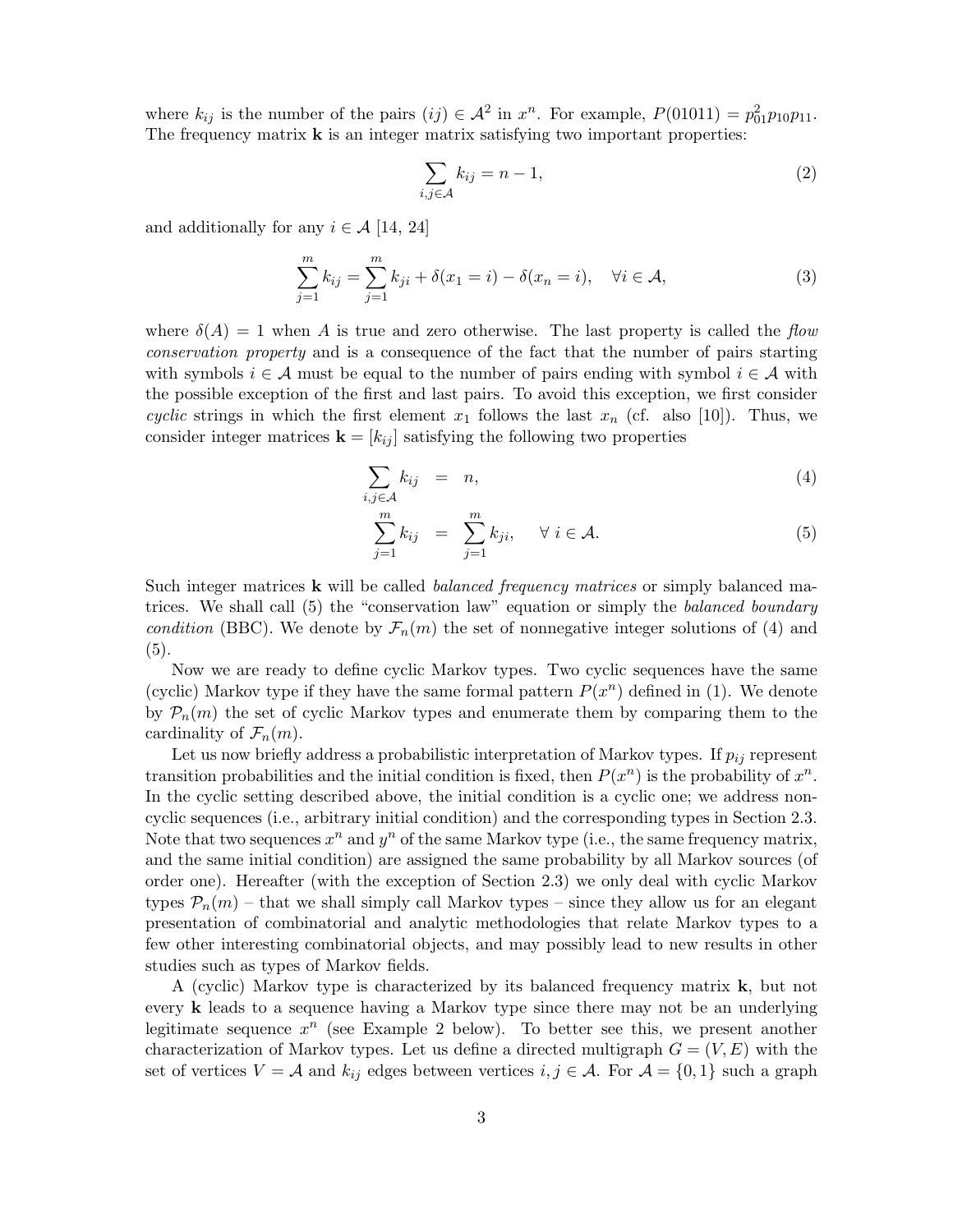where $k_{ij}$ is the number of the pairs $(ij) \in \mathcal{A}^2$ in $x^n$. For example, $P(01011) = p_{01}^2 p_{10} p_{11}$. The frequency matrix $\mathbf{k}$ is an integer matrix satisfying two important properties:

$$\sum_{i,j \in \mathcal{A}} k_{ij} = n - 1, \tag{2}$$

and additionally for any $i \in \mathcal{A}$ [14, 24]

$$\sum_{j=1}^{m} k_{ij} = \sum_{j=1}^{m} k_{ji} + \delta(x_1 = i) - \delta(x_n = i), \quad \forall i \in \mathcal{A}, \tag{3}$$

where $\delta(A) = 1$ when $A$ is true and zero otherwise. The last property is called the *flow conservation property* and is a consequence of the fact that the number of pairs starting with symbols $i \in \mathcal{A}$ must be equal to the number of pairs ending with symbol $i \in \mathcal{A}$ with the possible exception of the first and last pairs. To avoid this exception, we first consider *cyclic* strings in which the first element $x_1$ follows the last $x_n$ (cf. also [10]). Thus, we consider integer matrices $\mathbf{k} = [k_{ij}]$ satisfying the following two properties

$$\sum_{i,j \in \mathcal{A}} k_{ij} = n, \tag{4}$$

$$\sum_{j=1}^{m} k_{ij} = \sum_{j=1}^{m} k_{ji}, \quad \forall\, i \in \mathcal{A}. \tag{5}$$

Such integer matrices $\mathbf{k}$ will be called *balanced frequency matrices* or simply balanced matrices. We shall call (5) the "conservation law" equation or simply the *balanced boundary condition* (BBC). We denote by $\mathcal{F}_n(m)$ the set of nonnegative integer solutions of (4) and (5).

Now we are ready to define cyclic Markov types. Two cyclic sequences have the same (cyclic) Markov type if they have the same formal pattern $P(x^n)$ defined in (1). We denote by $\mathcal{P}_n(m)$ the set of cyclic Markov types and enumerate them by comparing them to the cardinality of $\mathcal{F}_n(m)$.

Let us now briefly address a probabilistic interpretation of Markov types. If $p_{ij}$ represent transition probabilities and the initial condition is fixed, then $P(x^n)$ is the probability of $x^n$. In the cyclic setting described above, the initial condition is a cyclic one; we address non-cyclic sequences (i.e., arbitrary initial condition) and the corresponding types in Section 2.3. Note that two sequences $x^n$ and $y^n$ of the same Markov type (i.e., the same frequency matrix, and the same initial condition) are assigned the same probability by all Markov sources (of order one). Hereafter (with the exception of Section 2.3) we only deal with cyclic Markov types $\mathcal{P}_n(m)$ – that we shall simply call Markov types – since they allow us for an elegant presentation of combinatorial and analytic methodologies that relate Markov types to a few other interesting combinatorial objects, and may possibly lead to new results in other studies such as types of Markov fields.

A (cyclic) Markov type is characterized by its balanced frequency matrix $\mathbf{k}$, but not every $\mathbf{k}$ leads to a sequence having a Markov type since there may not be an underlying legitimate sequence $x^n$ (see Example 2 below). To better see this, we present another characterization of Markov types. Let us define a directed multigraph $G = (V, E)$ with the set of vertices $V = \mathcal{A}$ and $k_{ij}$ edges between vertices $i, j \in \mathcal{A}$. For $\mathcal{A} = \{0, 1\}$ such a graph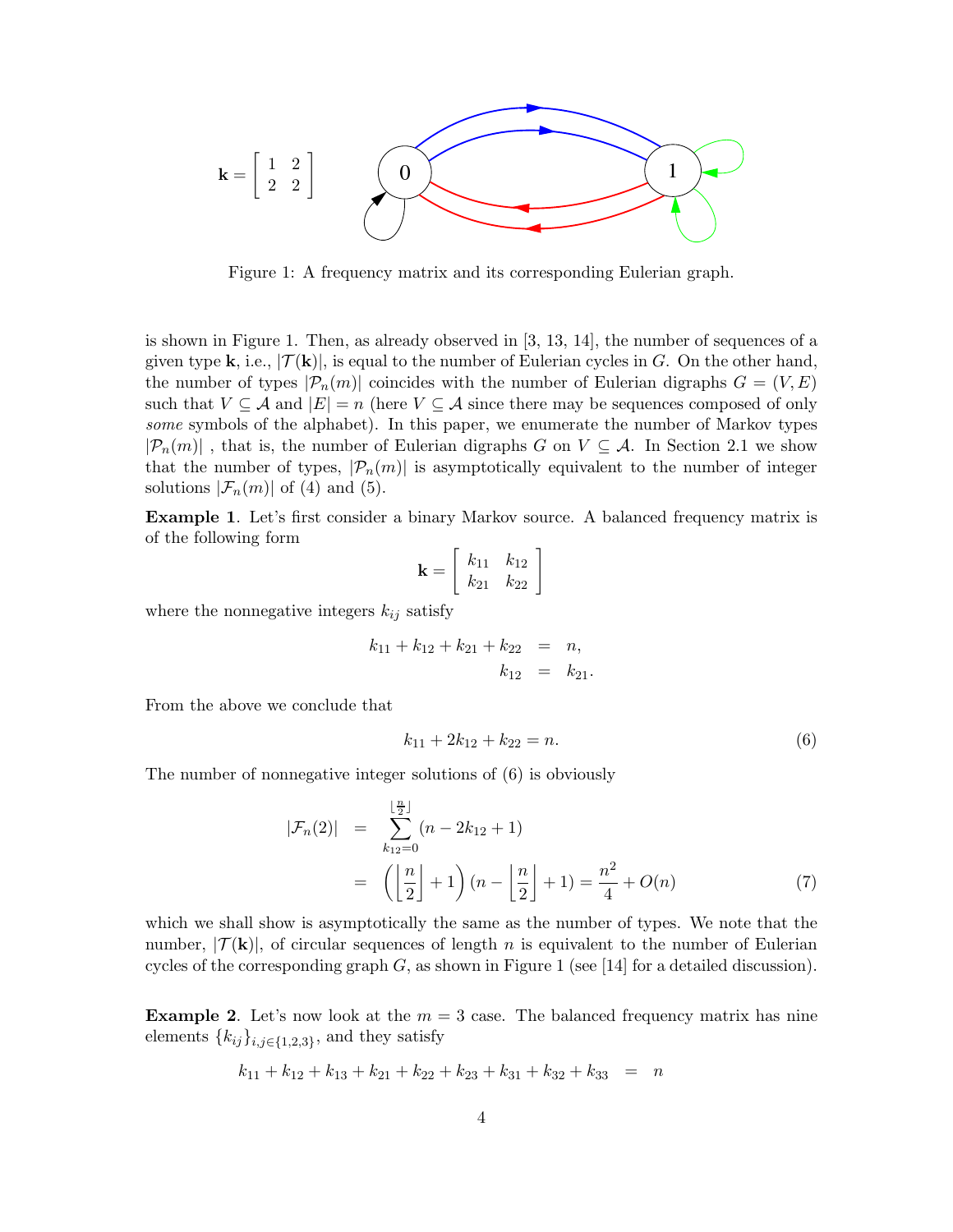$$\mathbf{k} = \begin{bmatrix} 1 & 2 \\ 2 & 2 \end{bmatrix}$$

Figure 1: A frequency matrix and its corresponding Eulerian graph.

is shown in Figure 1. Then, as already observed in [3, 13, 14], the number of sequences of a given type $\mathbf{k}$, i.e., $|\mathcal{T}(\mathbf{k})|$, is equal to the number of Eulerian cycles in $G$. On the other hand, the number of types $|\mathcal{P}_n(m)|$ coincides with the number of Eulerian digraphs $G = (V, E)$ such that $V \subseteq \mathcal{A}$ and $|E| = n$ (here $V \subseteq \mathcal{A}$ since there may be sequences composed of only *some* symbols of the alphabet). In this paper, we enumerate the number of Markov types $|\mathcal{P}_n(m)|$ , that is, the number of Eulerian digraphs $G$ on $V \subseteq \mathcal{A}$. In Section 2.1 we show that the number of types, $|\mathcal{P}_n(m)|$ is asymptotically equivalent to the number of integer solutions $|\mathcal{F}_n(m)|$ of (4) and (5).

**Example 1**. Let's first consider a binary Markov source. A balanced frequency matrix is of the following form

$$\mathbf{k} = \begin{bmatrix} k_{11} & k_{12} \\ k_{21} & k_{22} \end{bmatrix}$$

where the nonnegative integers $k_{ij}$ satisfy

$$\begin{aligned} k_{11} + k_{12} + k_{21} + k_{22} &= n, \\ k_{12} &= k_{21}. \end{aligned}$$

From the above we conclude that

$$k_{11} + 2k_{12} + k_{22} = n. \tag{6}$$

The number of nonnegative integer solutions of (6) is obviously

$$\begin{aligned} |\mathcal{F}_n(2)| &= \sum_{k_{12}=0}^{\lfloor \frac{n}{2} \rfloor} (n - 2k_{12} + 1) \\ &= \left( \left\lfloor \frac{n}{2} \right\rfloor + 1 \right) (n - \left\lfloor \frac{n}{2} \right\rfloor + 1) = \frac{n^2}{4} + O(n) \end{aligned} \tag{7}$$

which we shall show is asymptotically the same as the number of types. We note that the number, $|\mathcal{T}(\mathbf{k})|$, of circular sequences of length $n$ is equivalent to the number of Eulerian cycles of the corresponding graph $G$, as shown in Figure 1 (see [14] for a detailed discussion).

**Example 2**. Let's now look at the $m = 3$ case. The balanced frequency matrix has nine elements $\{k_{ij}\}_{i,j \in \{1,2,3\}}$, and they satisfy

$$k_{11} + k_{12} + k_{13} + k_{21} + k_{22} + k_{23} + k_{31} + k_{32} + k_{33} = n$$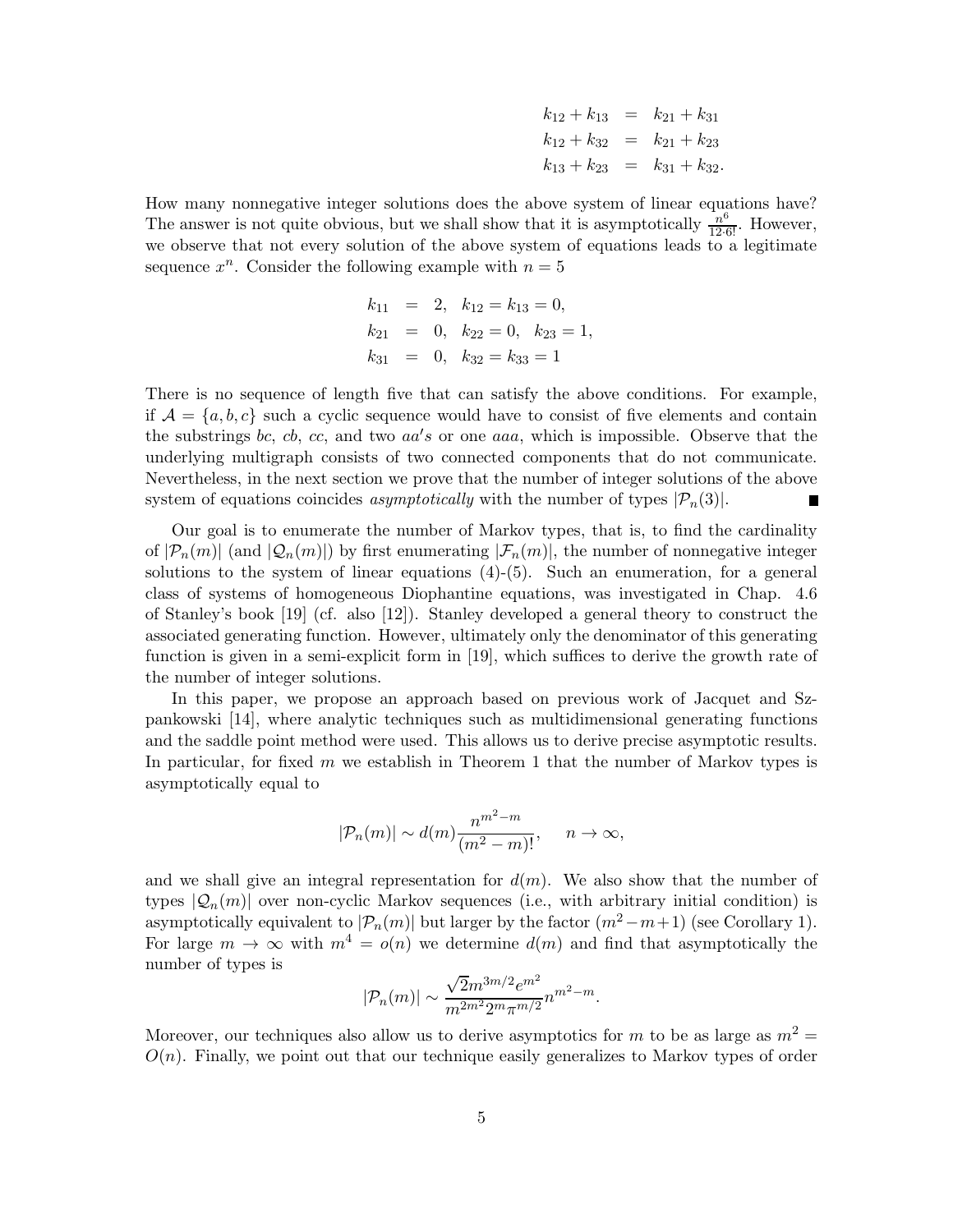$$
\begin{aligned}
k_{12} + k_{13} &= k_{21} + k_{31} \\
k_{12} + k_{32} &= k_{21} + k_{23} \\
k_{13} + k_{23} &= k_{31} + k_{32}.
\end{aligned}
$$

How many nonnegative integer solutions does the above system of linear equations have? The answer is not quite obvious, but we shall show that it is asymptotically $\frac{n^6}{12 \cdot 6!}$. However, we observe that not every solution of the above system of equations leads to a legitimate sequence $x^n$. Consider the following example with $n = 5$

$$
\begin{aligned}
k_{11} &= 2, \quad k_{12} = k_{13} = 0, \\
k_{21} &= 0, \quad k_{22} = 0, \quad k_{23} = 1, \\
k_{31} &= 0, \quad k_{32} = k_{33} = 1
\end{aligned}
$$

There is no sequence of length five that can satisfy the above conditions. For example, if $\mathcal{A} = \{a, b, c\}$ such a cyclic sequence would have to consist of five elements and contain the substrings $bc$, $cb$, $cc$, and two $aa's$ or one $aaa$, which is impossible. Observe that the underlying multigraph consists of two connected components that do not communicate. Nevertheless, in the next section we prove that the number of integer solutions of the above system of equations coincides *asymptotically* with the number of types $|\mathcal{P}_n(3)|$. ■

Our goal is to enumerate the number of Markov types, that is, to find the cardinality of $|\mathcal{P}_n(m)|$ (and $|\mathcal{Q}_n(m)|$) by first enumerating $|\mathcal{F}_n(m)|$, the number of nonnegative integer solutions to the system of linear equations (4)-(5). Such an enumeration, for a general class of systems of homogeneous Diophantine equations, was investigated in Chap. 4.6 of Stanley's book [19] (cf. also [12]). Stanley developed a general theory to construct the associated generating function. However, ultimately only the denominator of this generating function is given in a semi-explicit form in [19], which suffices to derive the growth rate of the number of integer solutions.

In this paper, we propose an approach based on previous work of Jacquet and Szpankowski [14], where analytic techniques such as multidimensional generating functions and the saddle point method were used. This allows us to derive precise asymptotic results. In particular, for fixed $m$ we establish in Theorem 1 that the number of Markov types is asymptotically equal to

$$
|\mathcal{P}_n(m)| \sim d(m) \frac{n^{m^2 - m}}{(m^2 - m)!}, \qquad n \to \infty,
$$

and we shall give an integral representation for $d(m)$. We also show that the number of types $|\mathcal{Q}_n(m)|$ over non-cyclic Markov sequences (i.e., with arbitrary initial condition) is asymptotically equivalent to $|\mathcal{P}_n(m)|$ but larger by the factor $(m^2 - m + 1)$ (see Corollary 1). For large $m \to \infty$ with $m^4 = o(n)$ we determine $d(m)$ and find that asymptotically the number of types is

$$
|\mathcal{P}_n(m)| \sim \frac{\sqrt{2} m^{3m/2} e^{m^2}}{m^{2m^2} 2^m \pi^{m/2}} n^{m^2 - m}.
$$

Moreover, our techniques also allow us to derive asymptotics for $m$ to be as large as $m^2 = O(n)$. Finally, we point out that our technique easily generalizes to Markov types of order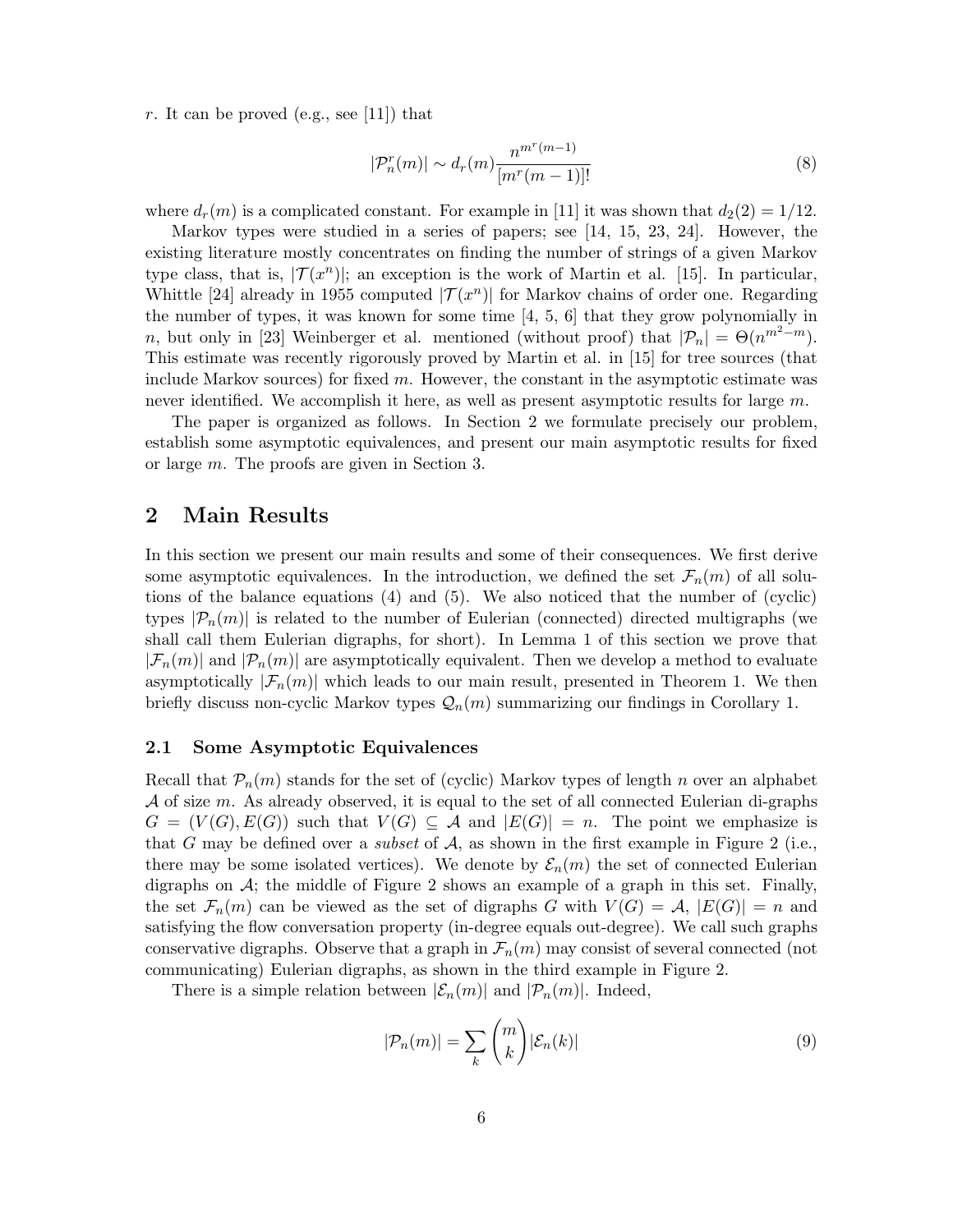$r$. It can be proved (e.g., see [11]) that

$$|\mathcal{P}_n^r(m)| \sim d_r(m) \frac{n^{m^r(m-1)}}{[m^r(m-1)]!} \tag{8}$$

where $d_r(m)$ is a complicated constant. For example in [11] it was shown that $d_2(2) = 1/12$.

Markov types were studied in a series of papers; see [14, 15, 23, 24]. However, the existing literature mostly concentrates on finding the number of strings of a given Markov type class, that is, $|\mathcal{T}(x^n)|$; an exception is the work of Martin et al. [15]. In particular, Whittle [24] already in 1955 computed $|\mathcal{T}(x^n)|$ for Markov chains of order one. Regarding the number of types, it was known for some time [4, 5, 6] that they grow polynomially in $n$, but only in [23] Weinberger et al. mentioned (without proof) that $|\mathcal{P}_n| = \Theta(n^{m^2-m})$. This estimate was recently rigorously proved by Martin et al. in [15] for tree sources (that include Markov sources) for fixed $m$. However, the constant in the asymptotic estimate was never identified. We accomplish it here, as well as present asymptotic results for large $m$.

The paper is organized as follows. In Section 2 we formulate precisely our problem, establish some asymptotic equivalences, and present our main asymptotic results for fixed or large $m$. The proofs are given in Section 3.

## 2 Main Results

In this section we present our main results and some of their consequences. We first derive some asymptotic equivalences. In the introduction, we defined the set $\mathcal{F}_n(m)$ of all solutions of the balance equations (4) and (5). We also noticed that the number of (cyclic) types $|\mathcal{P}_n(m)|$ is related to the number of Eulerian (connected) directed multigraphs (we shall call them Eulerian digraphs, for short). In Lemma 1 of this section we prove that $|\mathcal{F}_n(m)|$ and $|\mathcal{P}_n(m)|$ are asymptotically equivalent. Then we develop a method to evaluate asymptotically $|\mathcal{F}_n(m)|$ which leads to our main result, presented in Theorem 1. We then briefly discuss non-cyclic Markov types $\mathcal{Q}_n(m)$ summarizing our findings in Corollary 1.

### 2.1 Some Asymptotic Equivalences

Recall that $\mathcal{P}_n(m)$ stands for the set of (cyclic) Markov types of length $n$ over an alphabet $\mathcal{A}$ of size $m$. As already observed, it is equal to the set of all connected Eulerian di-graphs $G = (V(G), E(G))$ such that $V(G) \subseteq \mathcal{A}$ and $|E(G)| = n$. The point we emphasize is that $G$ may be defined over a *subset* of $\mathcal{A}$, as shown in the first example in Figure 2 (i.e., there may be some isolated vertices). We denote by $\mathcal{E}_n(m)$ the set of connected Eulerian digraphs on $\mathcal{A}$; the middle of Figure 2 shows an example of a graph in this set. Finally, the set $\mathcal{F}_n(m)$ can be viewed as the set of digraphs $G$ with $V(G) = \mathcal{A}$, $|E(G)| = n$ and satisfying the flow conversation property (in-degree equals out-degree). We call such graphs conservative digraphs. Observe that a graph in $\mathcal{F}_n(m)$ may consist of several connected (not communicating) Eulerian digraphs, as shown in the third example in Figure 2.

There is a simple relation between $|\mathcal{E}_n(m)|$ and $|\mathcal{P}_n(m)|$. Indeed,

$$|\mathcal{P}_n(m)| = \sum_k \binom{m}{k} |\mathcal{E}_n(k)| \tag{9}$$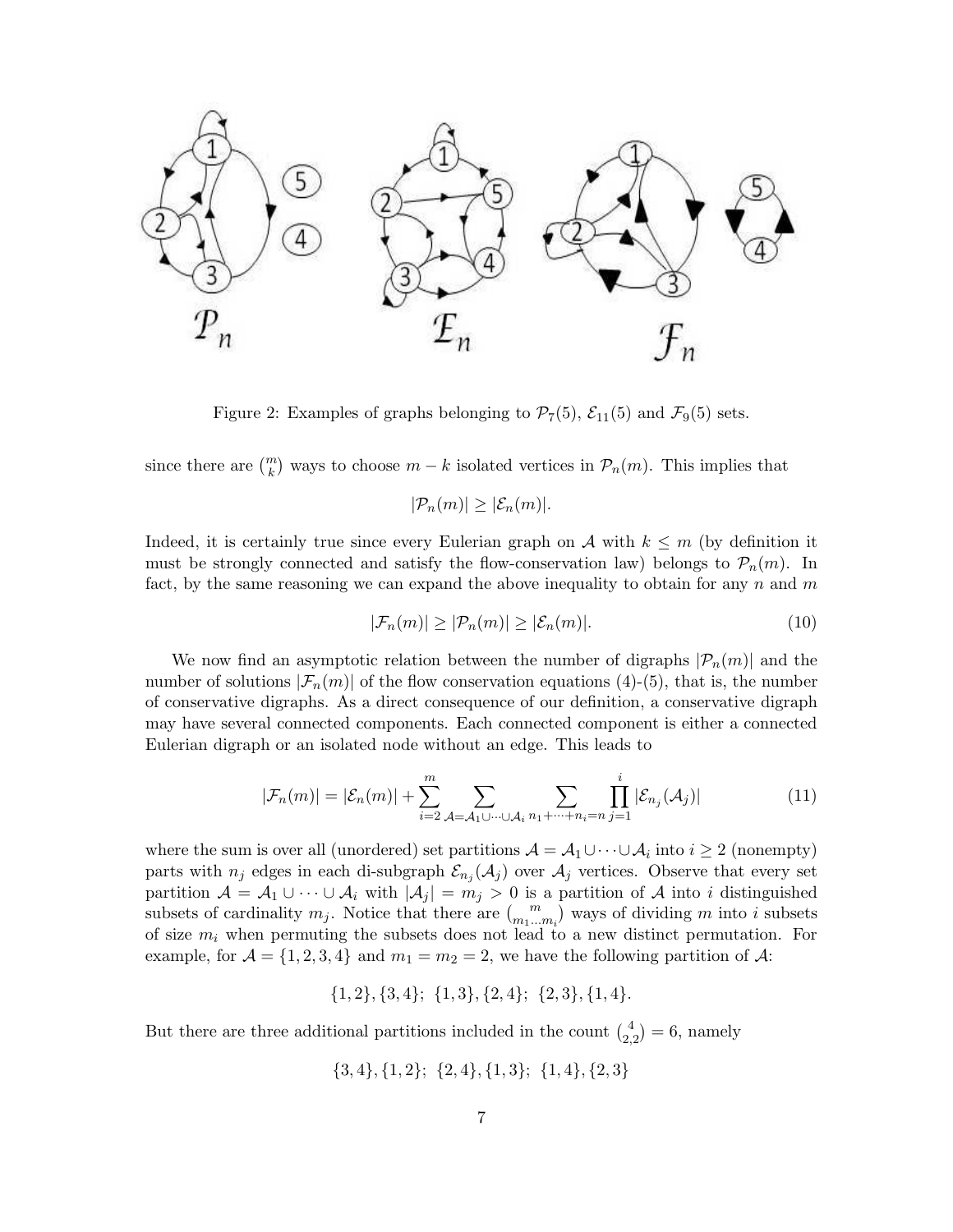Figure 2: Examples of graphs belonging to $\mathcal{P}_7(5)$, $\mathcal{E}_{11}(5)$ and $\mathcal{F}_9(5)$ sets.

since there are $\binom{m}{k}$ ways to choose $m-k$ isolated vertices in $\mathcal{P}_n(m)$. This implies that

$$|\mathcal{P}_n(m)| \geq |\mathcal{E}_n(m)|.$$

Indeed, it is certainly true since every Eulerian graph on $\mathcal{A}$ with $k \leq m$ (by definition it must be strongly connected and satisfy the flow-conservation law) belongs to $\mathcal{P}_n(m)$. In fact, by the same reasoning we can expand the above inequality to obtain for any $n$ and $m$

$$|\mathcal{F}_n(m)| \geq |\mathcal{P}_n(m)| \geq |\mathcal{E}_n(m)|. \tag{10}$$

We now find an asymptotic relation between the number of digraphs $|\mathcal{P}_n(m)|$ and the number of solutions $|\mathcal{F}_n(m)|$ of the flow conservation equations (4)-(5), that is, the number of conservative digraphs. As a direct consequence of our definition, a conservative digraph may have several connected components. Each connected component is either a connected Eulerian digraph or an isolated node without an edge. This leads to

$$|\mathcal{F}_n(m)| = |\mathcal{E}_n(m)| + \sum_{i=2}^{m} \sum_{\mathcal{A}=\mathcal{A}_1\cup\cdots\cup\mathcal{A}_i} \sum_{n_1+\cdots+n_i=n} \prod_{j=1}^{i} |\mathcal{E}_{n_j}(\mathcal{A}_j)| \tag{11}$$

where the sum is over all (unordered) set partitions $\mathcal{A} = \mathcal{A}_1 \cup \cdots \cup \mathcal{A}_i$ into $i \geq 2$ (nonempty) parts with $n_j$ edges in each di-subgraph $\mathcal{E}_{n_j}(\mathcal{A}_j)$ over $\mathcal{A}_j$ vertices. Observe that every set partition $\mathcal{A} = \mathcal{A}_1 \cup \cdots \cup \mathcal{A}_i$ with $|\mathcal{A}_j| = m_j > 0$ is a partition of $\mathcal{A}$ into $i$ distinguished subsets of cardinality $m_j$. Notice that there are $\binom{m}{m_1 \ldots m_i}$ ways of dividing $m$ into $i$ subsets of size $m_i$ when permuting the subsets does not lead to a new distinct permutation. For example, for $\mathcal{A} = \{1, 2, 3, 4\}$ and $m_1 = m_2 = 2$, we have the following partition of $\mathcal{A}$:

$$\{1, 2\}, \{3, 4\};\ \{1, 3\}, \{2, 4\};\ \{2, 3\}, \{1, 4\}.$$

But there are three additional partitions included in the count $\binom{4}{2,2} = 6$, namely

$$\{3, 4\}, \{1, 2\};\ \{2, 4\}, \{1, 3\};\ \{1, 4\}, \{2, 3\}$$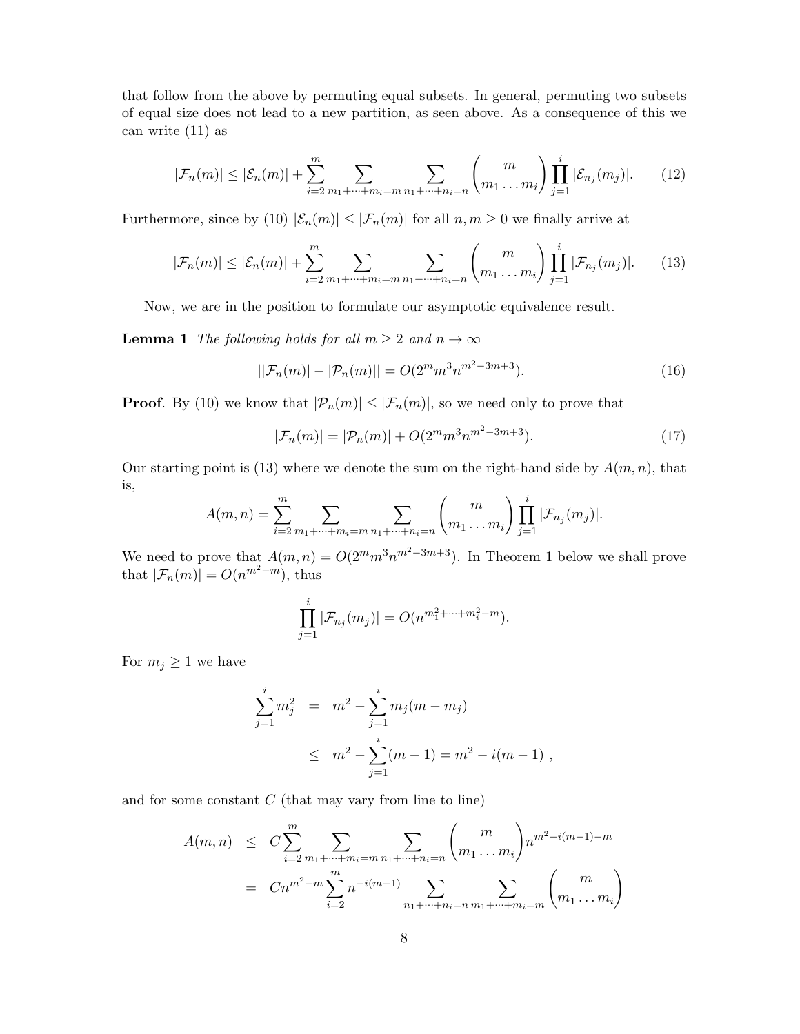that follow from the above by permuting equal subsets. In general, permuting two subsets of equal size does not lead to a new partition, as seen above. As a consequence of this we can write (11) as

$$|\mathcal{F}_n(m)| \le |\mathcal{E}_n(m)| + \sum_{i=2}^{m} \sum_{m_1+\cdots+m_i=m} \sum_{n_1+\cdots+n_i=n} \binom{m}{m_1 \ldots m_i} \prod_{j=1}^{i} |\mathcal{E}_{n_j}(m_j)|. \tag{12}$$

Furthermore, since by (10) $|\mathcal{E}_n(m)| \le |\mathcal{F}_n(m)|$ for all $n, m \ge 0$ we finally arrive at

$$|\mathcal{F}_n(m)| \le |\mathcal{E}_n(m)| + \sum_{i=2}^{m} \sum_{m_1+\cdots+m_i=m} \sum_{n_1+\cdots+n_i=n} \binom{m}{m_1 \ldots m_i} \prod_{j=1}^{i} |\mathcal{F}_{n_j}(m_j)|. \tag{13}$$

Now, we are in the position to formulate our asymptotic equivalence result.

**Lemma 1** *The following holds for all $m \ge 2$ and $n \to \infty$*

$$||\mathcal{F}_n(m)| - |\mathcal{P}_n(m)|| = O(2^m m^3 n^{m^2-3m+3}). \tag{16}$$

**Proof**. By (10) we know that $|\mathcal{P}_n(m)| \le |\mathcal{F}_n(m)|$, so we need only to prove that

$$|\mathcal{F}_n(m)| = |\mathcal{P}_n(m)| + O(2^m m^3 n^{m^2-3m+3}). \tag{17}$$

Our starting point is (13) where we denote the sum on the right-hand side by $A(m,n)$, that is,

$$A(m,n) = \sum_{i=2}^{m} \sum_{m_1+\cdots+m_i=m} \sum_{n_1+\cdots+n_i=n} \binom{m}{m_1 \ldots m_i} \prod_{j=1}^{i} |\mathcal{F}_{n_j}(m_j)|.$$

We need to prove that $A(m,n) = O(2^m m^3 n^{m^2-3m+3})$. In Theorem 1 below we shall prove that $|\mathcal{F}_n(m)| = O(n^{m^2-m})$, thus

$$\prod_{j=1}^{i} |\mathcal{F}_{n_j}(m_j)| = O(n^{m_1^2+\cdots+m_i^2-m}).$$

For $m_j \ge 1$ we have

$$\begin{aligned}
\sum_{j=1}^{i} m_j^2 &= m^2 - \sum_{j=1}^{i} m_j(m-m_j) \\
&\le m^2 - \sum_{j=1}^{i}(m-1) = m^2 - i(m-1) \ ,
\end{aligned}$$

and for some constant $C$ (that may vary from line to line)

$$\begin{aligned}
A(m,n) &\le C\sum_{i=2}^{m} \sum_{m_1+\cdots+m_i=m} \sum_{n_1+\cdots+n_i=n} \binom{m}{m_1 \ldots m_i} n^{m^2-i(m-1)-m} \\
&= Cn^{m^2-m} \sum_{i=2}^{m} n^{-i(m-1)} \sum_{n_1+\cdots+n_i=n} \sum_{m_1+\cdots+m_i=m} \binom{m}{m_1 \ldots m_i}
\end{aligned}$$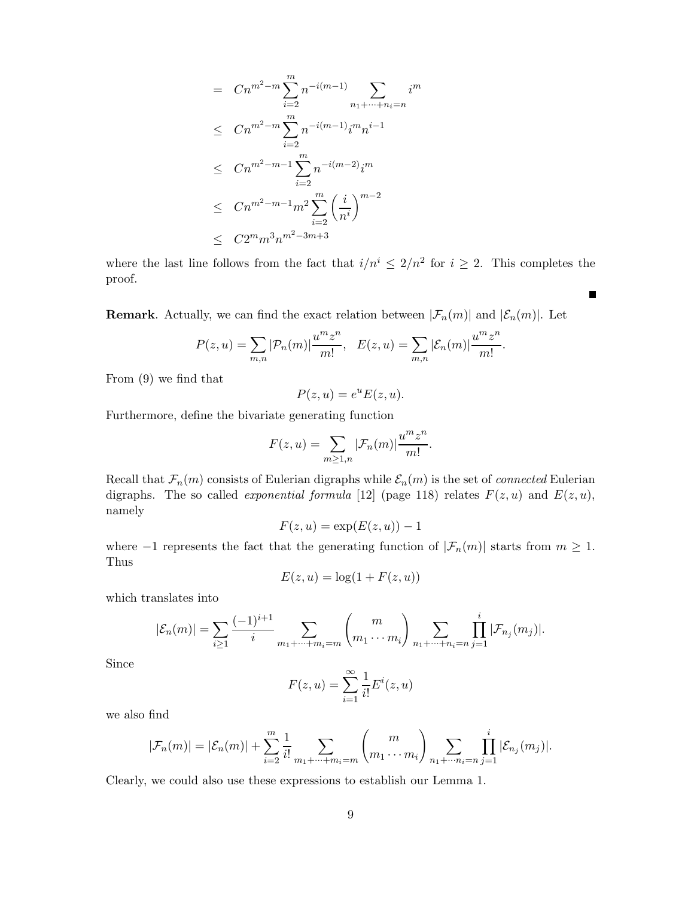$$
\begin{aligned}
&= Cn^{m^2-m}\sum_{i=2}^{m} n^{-i(m-1)} \sum_{n_1+\cdots+n_i=n} i^m \\
&\leq Cn^{m^2-m}\sum_{i=2}^{m} n^{-i(m-1)} i^m n^{i-1} \\
&\leq Cn^{m^2-m-1}\sum_{i=2}^{m} n^{-i(m-2)} i^m \\
&\leq Cn^{m^2-m-1} m^2 \sum_{i=2}^{m} \left(\frac{i}{n^i}\right)^{m-2} \\
&\leq C2^m m^3 n^{m^2-3m+3}
\end{aligned}
$$

where the last line follows from the fact that $i/n^i \leq 2/n^2$ for $i \geq 2$. This completes the proof.

■

**Remark**. Actually, we can find the exact relation between $|\mathcal{F}_n(m)|$ and $|\mathcal{E}_n(m)|$. Let

$$
P(z,u) = \sum_{m,n} |\mathcal{P}_n(m)| \frac{u^m z^n}{m!}, \quad E(z,u) = \sum_{m,n} |\mathcal{E}_n(m)| \frac{u^m z^n}{m!}.
$$

From (9) we find that

$$
P(z,u) = e^u E(z,u).
$$

Furthermore, define the bivariate generating function

$$
F(z,u) = \sum_{m \geq 1, n} |\mathcal{F}_n(m)| \frac{u^m z^n}{m!}.
$$

Recall that $\mathcal{F}_n(m)$ consists of Eulerian digraphs while $\mathcal{E}_n(m)$ is the set of *connected* Eulerian digraphs. The so called *exponential formula* [12] (page 118) relates $F(z,u)$ and $E(z,u)$, namely

$$
F(z,u) = \exp(E(z,u)) - 1
$$

where $-1$ represents the fact that the generating function of $|\mathcal{F}_n(m)|$ starts from $m \geq 1$. Thus

$$
E(z,u) = \log(1 + F(z,u))
$$

which translates into

$$
|\mathcal{E}_n(m)| = \sum_{i \geq 1} \frac{(-1)^{i+1}}{i} \sum_{m_1+\cdots+m_i=m} \binom{m}{m_1 \cdots m_i} \sum_{n_1+\cdots+n_i=n} \prod_{j=1}^{i} |\mathcal{F}_{n_j}(m_j)|.
$$

Since

$$
F(z,u) = \sum_{i=1}^{\infty} \frac{1}{i!} E^i(z,u)
$$

we also find

$$
|\mathcal{F}_n(m)| = |\mathcal{E}_n(m)| + \sum_{i=2}^{m} \frac{1}{i!} \sum_{m_1+\cdots+m_i=m} \binom{m}{m_1 \cdots m_i} \sum_{n_1+\cdots n_i=n} \prod_{j=1}^{i} |\mathcal{E}_{n_j}(m_j)|.
$$

Clearly, we could also use these expressions to establish our Lemma 1.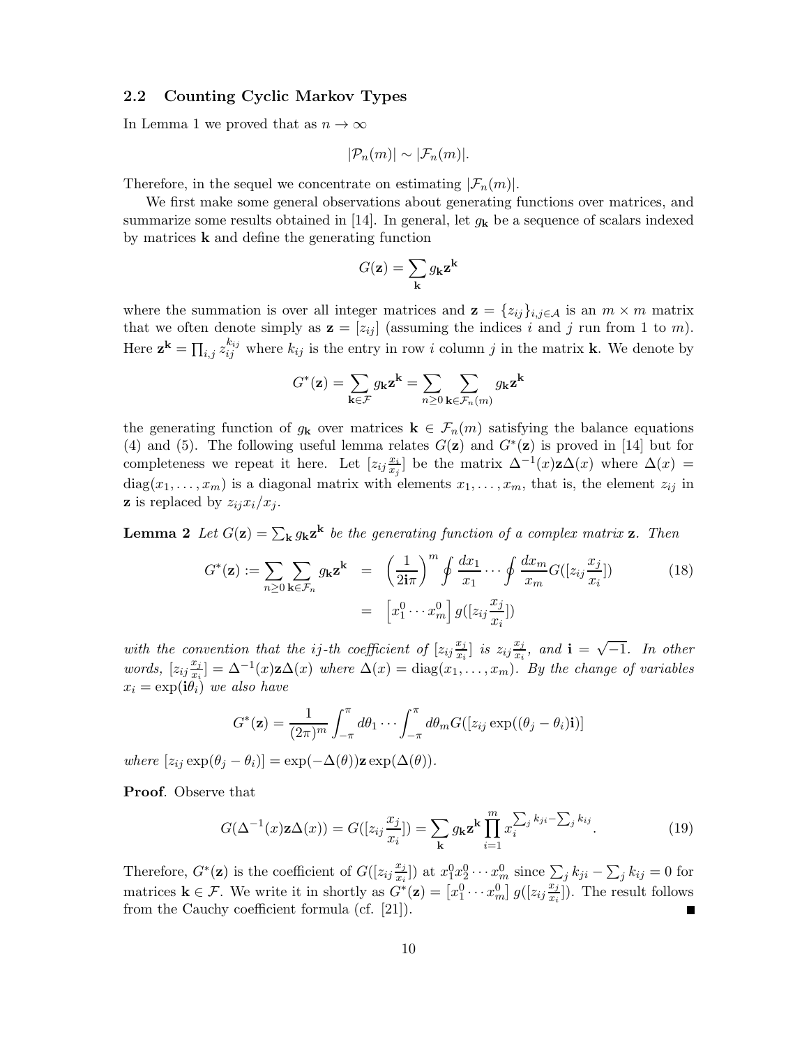## 2.2 Counting Cyclic Markov Types

In Lemma 1 we proved that as $n \to \infty$

$$|\mathcal{P}_n(m)| \sim |\mathcal{F}_n(m)|.$$

Therefore, in the sequel we concentrate on estimating $|\mathcal{F}_n(m)|$.

We first make some general observations about generating functions over matrices, and summarize some results obtained in [14]. In general, let $g_{\mathbf{k}}$ be a sequence of scalars indexed by matrices $\mathbf{k}$ and define the generating function

$$G(\mathbf{z}) = \sum_{\mathbf{k}} g_{\mathbf{k}} \mathbf{z}^{\mathbf{k}}$$

where the summation is over all integer matrices and $\mathbf{z} = \{z_{ij}\}_{i,j \in \mathcal{A}}$ is an $m \times m$ matrix that we often denote simply as $\mathbf{z} = [z_{ij}]$ (assuming the indices $i$ and $j$ run from 1 to $m$). Here $\mathbf{z}^{\mathbf{k}} = \prod_{i,j} z_{ij}^{k_{ij}}$ where $k_{ij}$ is the entry in row $i$ column $j$ in the matrix $\mathbf{k}$. We denote by

$$G^*(\mathbf{z}) = \sum_{\mathbf{k} \in \mathcal{F}} g_{\mathbf{k}} \mathbf{z}^{\mathbf{k}} = \sum_{n \geq 0} \sum_{\mathbf{k} \in \mathcal{F}_n(m)} g_{\mathbf{k}} \mathbf{z}^{\mathbf{k}}$$

the generating function of $g_{\mathbf{k}}$ over matrices $\mathbf{k} \in \mathcal{F}_n(m)$ satisfying the balance equations (4) and (5). The following useful lemma relates $G(\mathbf{z})$ and $G^*(\mathbf{z})$ is proved in [14] but for completeness we repeat it here. Let $[z_{ij}\frac{x_i}{x_j}]$ be the matrix $\Delta^{-1}(x)\mathbf{z}\Delta(x)$ where $\Delta(x) = \mathrm{diag}(x_1, \ldots, x_m)$ is a diagonal matrix with elements $x_1, \ldots, x_m$, that is, the element $z_{ij}$ in $\mathbf{z}$ is replaced by $z_{ij}x_i/x_j$.

**Lemma 2** *Let $G(\mathbf{z}) = \sum_{\mathbf{k}} g_{\mathbf{k}} \mathbf{z}^{\mathbf{k}}$ be the generating function of a complex matrix $\mathbf{z}$. Then*

$$\begin{aligned} G^*(\mathbf{z}) := \sum_{n \geq 0} \sum_{\mathbf{k} \in \mathcal{F}_n} g_{\mathbf{k}} \mathbf{z}^{\mathbf{k}} &= \left(\frac{1}{2\mathbf{i}\pi}\right)^m \oint \frac{dx_1}{x_1} \cdots \oint \frac{dx_m}{x_m} G([z_{ij}\frac{x_j}{x_i}]) \qquad (18) \\ &= \left[x_1^0 \cdots x_m^0\right] g([z_{ij}\frac{x_j}{x_i}]) \end{aligned}$$

*with the convention that the $ij$-th coefficient of $[z_{ij}\frac{x_j}{x_i}]$ is $z_{ij}\frac{x_j}{x_i}$, and $\mathbf{i} = \sqrt{-1}$. In other words, $[z_{ij}\frac{x_j}{x_i}] = \Delta^{-1}(x)\mathbf{z}\Delta(x)$ where $\Delta(x) = \mathrm{diag}(x_1, \ldots, x_m)$. By the change of variables $x_i = \exp(\mathbf{i}\theta_i)$ we also have*

$$G^*(\mathbf{z}) = \frac{1}{(2\pi)^m} \int_{-\pi}^{\pi} d\theta_1 \cdots \int_{-\pi}^{\pi} d\theta_m G([z_{ij}\exp((\theta_j - \theta_i)\mathbf{i})]$$

*where $[z_{ij}\exp(\theta_j - \theta_i)] = \exp(-\Delta(\theta))\mathbf{z}\exp(\Delta(\theta))$.*

**Proof**. Observe that

$$G(\Delta^{-1}(x)\mathbf{z}\Delta(x)) = G([z_{ij}\frac{x_j}{x_i}]) = \sum_{\mathbf{k}} g_{\mathbf{k}} \mathbf{z}^{\mathbf{k}} \prod_{i=1}^{m} x_i^{\sum_j k_{ji} - \sum_j k_{ij}}. \qquad (19)$$

Therefore, $G^*(\mathbf{z})$ is the coefficient of $G([z_{ij}\frac{x_j}{x_i}])$ at $x_1^0 x_2^0 \cdots x_m^0$ since $\sum_j k_{ji} - \sum_j k_{ij} = 0$ for matrices $\mathbf{k} \in \mathcal{F}$. We write it in shortly as $G^*(\mathbf{z}) = \left[x_1^0 \cdots x_m^0\right] g([z_{ij}\frac{x_j}{x_i}])$. The result follows from the Cauchy coefficient formula (cf. [21]). ∎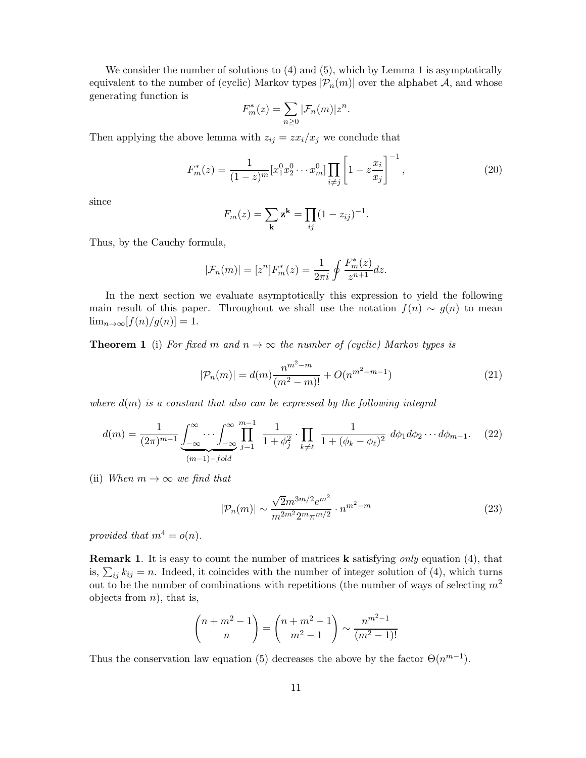We consider the number of solutions to (4) and (5), which by Lemma 1 is asymptotically equivalent to the number of (cyclic) Markov types $|\mathcal{P}_n(m)|$ over the alphabet $\mathcal{A}$, and whose generating function is

$$F_m^*(z) = \sum_{n\geq 0} |\mathcal{F}_n(m)| z^n.$$

Then applying the above lemma with $z_{ij} = zx_i/x_j$ we conclude that

$$F_m^*(z) = \frac{1}{(1-z)^m}[x_1^0 x_2^0 \cdots x_m^0] \prod_{i\neq j} \left[1 - z\frac{x_i}{x_j}\right]^{-1}, \tag{20}$$

since

$$F_m(z) = \sum_{\mathbf{k}} \mathbf{z}^{\mathbf{k}} = \prod_{ij} (1 - z_{ij})^{-1}.$$

Thus, by the Cauchy formula,

$$|\mathcal{F}_n(m)| = [z^n] F_m^*(z) = \frac{1}{2\pi i} \oint \frac{F_m^*(z)}{z^{n+1}} dz.$$

In the next section we evaluate asymptotically this expression to yield the following main result of this paper. Throughout we shall use the notation $f(n) \sim g(n)$ to mean $\lim_{n\to\infty}[f(n)/g(n)] = 1$.

**Theorem 1** (i) *For fixed $m$ and $n \to \infty$ the number of (cyclic) Markov types is*

$$|\mathcal{P}_n(m)| = d(m)\frac{n^{m^2-m}}{(m^2-m)!} + O(n^{m^2-m-1}) \tag{21}$$

*where $d(m)$ is a constant that also can be expressed by the following integral*

$$d(m) = \frac{1}{(2\pi)^{m-1}} \underbrace{\int_{-\infty}^{\infty} \cdots \int_{-\infty}^{\infty}}_{(m-1)-fold} \prod_{j=1}^{m-1} \frac{1}{1+\phi_j^2} \cdot \prod_{k\neq \ell} \frac{1}{1+(\phi_k - \phi_\ell)^2}\, d\phi_1 d\phi_2 \cdots d\phi_{m-1}. \tag{22}$$

(ii) *When $m \to \infty$ we find that*

$$|\mathcal{P}_n(m)| \sim \frac{\sqrt{2} m^{3m/2} e^{m^2}}{m^{2m^2} 2^m \pi^{m/2}} \cdot n^{m^2-m} \tag{23}$$

*provided that $m^4 = o(n)$.*

**Remark 1**. It is easy to count the number of matrices $\mathbf{k}$ satisfying *only* equation (4), that is, $\sum_{ij} k_{ij} = n$. Indeed, it coincides with the number of integer solution of (4), which turns out to be the number of combinations with repetitions (the number of ways of selecting $m^2$ objects from $n$), that is,

$$\binom{n+m^2-1}{n} = \binom{n+m^2-1}{m^2-1} \sim \frac{n^{m^2-1}}{(m^2-1)!}$$

Thus the conservation law equation (5) decreases the above by the factor $\Theta(n^{m-1})$.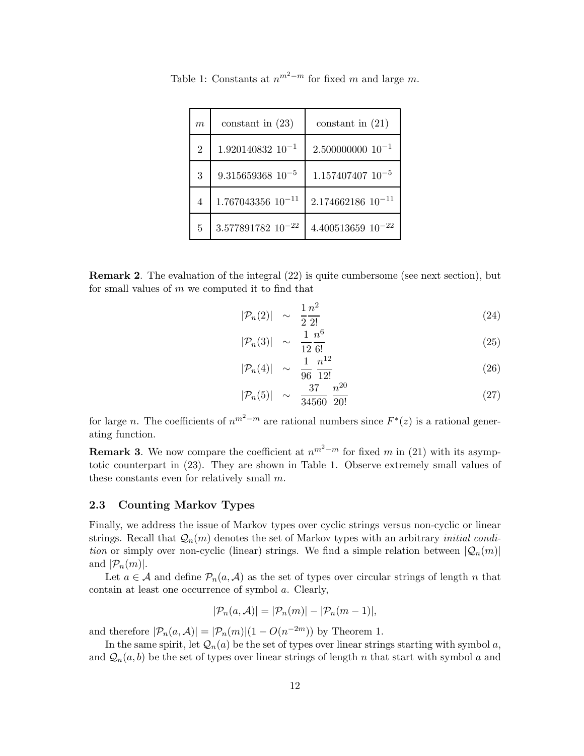Table 1: Constants at $n^{m^2-m}$ for fixed $m$ and large $m$.

| $m$ | constant in (23) | constant in (21) |
|---|---|---|
| 2 | 1.920140832 $10^{-1}$ | 2.500000000 $10^{-1}$ |
| 3 | 9.315659368 $10^{-5}$ | 1.157407407 $10^{-5}$ |
| 4 | 1.767043356 $10^{-11}$ | 2.174662186 $10^{-11}$ |
| 5 | 3.577891782 $10^{-22}$ | 4.400513659 $10^{-22}$ |

**Remark 2**. The evaluation of the integral (22) is quite cumbersome (see next section), but for small values of $m$ we computed it to find that

$$
\begin{aligned}
|\mathcal{P}_n(2)| &\sim \frac{1}{2}\frac{n^2}{2!} &(24)\\
|\mathcal{P}_n(3)| &\sim \frac{1}{12}\frac{n^6}{6!} &(25)\\
|\mathcal{P}_n(4)| &\sim \frac{1}{96}\frac{n^{12}}{12!} &(26)\\
|\mathcal{P}_n(5)| &\sim \frac{37}{34560}\frac{n^{20}}{20!} &(27)
\end{aligned}
$$

for large $n$. The coefficients of $n^{m^2-m}$ are rational numbers since $F^*(z)$ is a rational generating function.

**Remark 3**. We now compare the coefficient at $n^{m^2-m}$ for fixed $m$ in (21) with its asymptotic counterpart in (23). They are shown in Table 1. Observe extremely small values of these constants even for relatively small $m$.

### 2.3 Counting Markov Types

Finally, we address the issue of Markov types over cyclic strings versus non-cyclic or linear strings. Recall that $\mathcal{Q}_n(m)$ denotes the set of Markov types with an arbitrary *initial condition* or simply over non-cyclic (linear) strings. We find a simple relation between $|\mathcal{Q}_n(m)|$ and $|\mathcal{P}_n(m)|$.

Let $a \in \mathcal{A}$ and define $\mathcal{P}_n(a, \mathcal{A})$ as the set of types over circular strings of length $n$ that contain at least one occurrence of symbol $a$. Clearly,

$$|\mathcal{P}_n(a, \mathcal{A})| = |\mathcal{P}_n(m)| - |\mathcal{P}_n(m-1)|,$$

and therefore $|\mathcal{P}_n(a, \mathcal{A})| = |\mathcal{P}_n(m)|(1 - O(n^{-2m}))$ by Theorem 1.

In the same spirit, let $\mathcal{Q}_n(a)$ be the set of types over linear strings starting with symbol $a$, and $\mathcal{Q}_n(a, b)$ be the set of types over linear strings of length $n$ that start with symbol $a$ and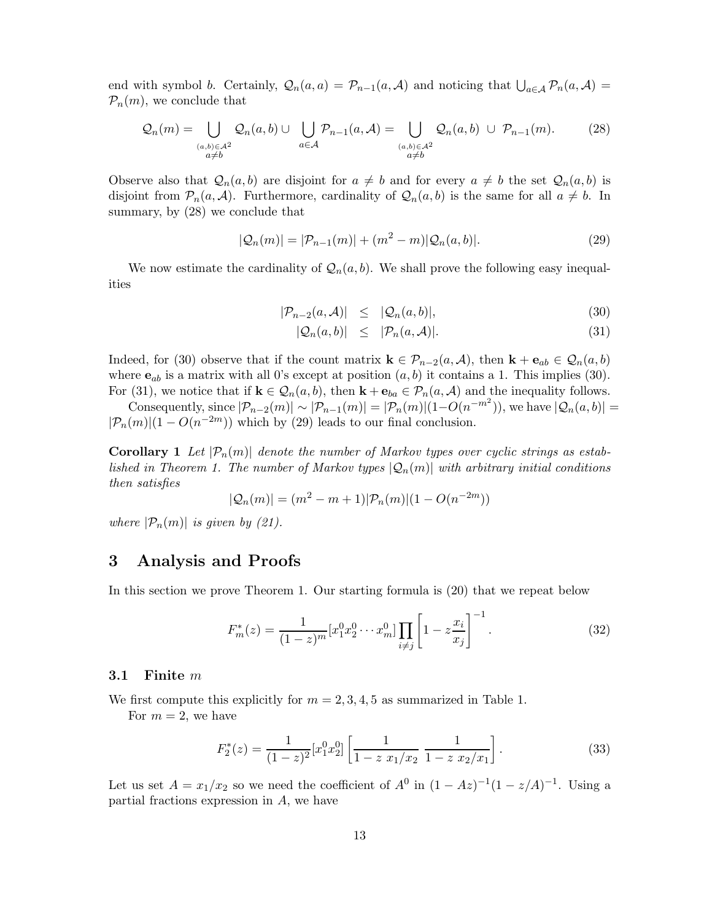end with symbol $b$. Certainly, $\mathcal{Q}_n(a,a) = \mathcal{P}_{n-1}(a,\mathcal{A})$ and noticing that $\bigcup_{a\in\mathcal{A}} \mathcal{P}_n(a,\mathcal{A}) = \mathcal{P}_n(m)$, we conclude that

$$\mathcal{Q}_n(m) = \bigcup_{\substack{(a,b)\in\mathcal{A}^2\\ a\neq b}} \mathcal{Q}_n(a,b) \cup \bigcup_{a\in\mathcal{A}} \mathcal{P}_{n-1}(a,\mathcal{A}) = \bigcup_{\substack{(a,b)\in\mathcal{A}^2\\ a\neq b}} \mathcal{Q}_n(a,b) \ \cup\ \mathcal{P}_{n-1}(m). \tag{28}$$

Observe also that $\mathcal{Q}_n(a,b)$ are disjoint for $a \neq b$ and for every $a \neq b$ the set $\mathcal{Q}_n(a,b)$ is disjoint from $\mathcal{P}_n(a,\mathcal{A})$. Furthermore, cardinality of $\mathcal{Q}_n(a,b)$ is the same for all $a \neq b$. In summary, by (28) we conclude that

$$|\mathcal{Q}_n(m)| = |\mathcal{P}_{n-1}(m)| + (m^2 - m)|\mathcal{Q}_n(a,b)|. \tag{29}$$

We now estimate the cardinality of $\mathcal{Q}_n(a,b)$. We shall prove the following easy inequalities

$$|\mathcal{P}_{n-2}(a,\mathcal{A})| \leq |\mathcal{Q}_n(a,b)|, \tag{30}$$

$$|\mathcal{Q}_n(a,b)| \leq |\mathcal{P}_n(a,\mathcal{A})|. \tag{31}$$

Indeed, for (30) observe that if the count matrix $\mathbf{k} \in \mathcal{P}_{n-2}(a,\mathcal{A})$, then $\mathbf{k} + \mathbf{e}_{ab} \in \mathcal{Q}_n(a,b)$ where $\mathbf{e}_{ab}$ is a matrix with all 0's except at position $(a,b)$ it contains a 1. This implies (30). For (31), we notice that if $\mathbf{k} \in \mathcal{Q}_n(a,b)$, then $\mathbf{k} + \mathbf{e}_{ba} \in \mathcal{P}_n(a,\mathcal{A})$ and the inequality follows.

Consequently, since $|\mathcal{P}_{n-2}(m)| \sim |\mathcal{P}_{n-1}(m)| = |\mathcal{P}_n(m)|(1 - O(n^{-m^2}))$, we have $|\mathcal{Q}_n(a,b)| = |\mathcal{P}_n(m)|(1 - O(n^{-2m}))$ which by (29) leads to our final conclusion.

**Corollary 1** *Let $|\mathcal{P}_n(m)|$ denote the number of Markov types over cyclic strings as established in Theorem 1. The number of Markov types $|\mathcal{Q}_n(m)|$ with arbitrary initial conditions then satisfies*

$$|\mathcal{Q}_n(m)| = (m^2 - m + 1)|\mathcal{P}_n(m)|(1 - O(n^{-2m}))$$

*where $|\mathcal{P}_n(m)|$ is given by (21).*

# 3 Analysis and Proofs

In this section we prove Theorem 1. Our starting formula is (20) that we repeat below

$$F_m^*(z) = \frac{1}{(1-z)^m}[x_1^0 x_2^0 \cdots x_m^0] \prod_{i\neq j} \left[1 - z\frac{x_i}{x_j}\right]^{-1}. \tag{32}$$

## 3.1 Finite $m$

We first compute this explicitly for $m = 2, 3, 4, 5$ as summarized in Table 1.

For $m = 2$, we have

$$F_2^*(z) = \frac{1}{(1-z)^2}[x_1^0 x_2^0] \left[\frac{1}{1 - z\ x_1/x_2}\ \frac{1}{1 - z\ x_2/x_1}\right]. \tag{33}$$

Let us set $A = x_1/x_2$ so we need the coefficient of $A^0$ in $(1 - Az)^{-1}(1 - z/A)^{-1}$. Using a partial fractions expression in $A$, we have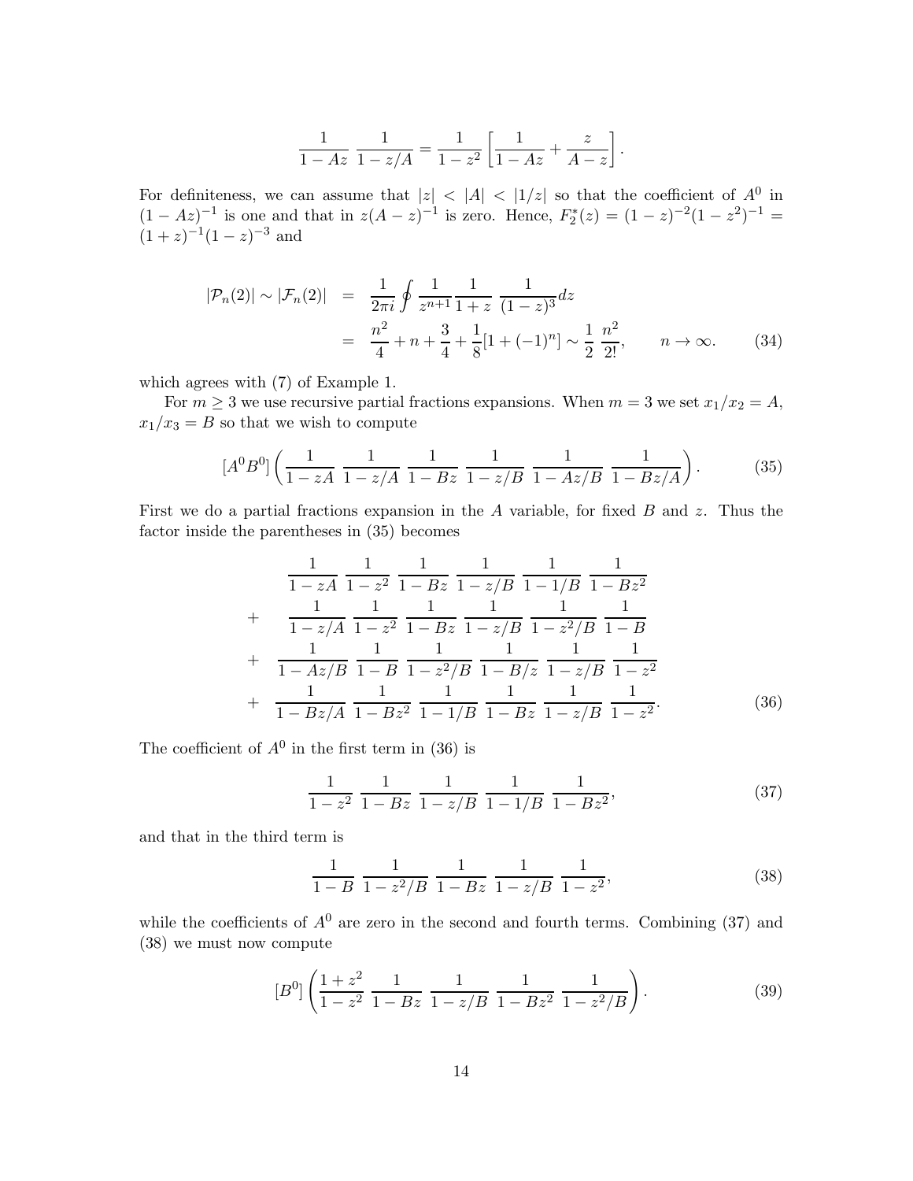$$\frac{1}{1-Az}\ \frac{1}{1-z/A}=\frac{1}{1-z^2}\left[\frac{1}{1-Az}+\frac{z}{A-z}\right].$$

For definiteness, we can assume that $|z|<|A|<|1/z|$ so that the coefficient of $A^0$ in $(1-Az)^{-1}$ is one and that in $z(A-z)^{-1}$ is zero. Hence, $F_2^*(z)=(1-z)^{-2}(1-z^2)^{-1}=(1+z)^{-1}(1-z)^{-3}$ and

$$\begin{aligned}
|\mathcal{P}_n(2)|\sim|\mathcal{F}_n(2)| &= \frac{1}{2\pi i}\oint\frac{1}{z^{n+1}}\frac{1}{1+z}\ \frac{1}{(1-z)^3}dz \\
&= \frac{n^2}{4}+n+\frac{3}{4}+\frac{1}{8}[1+(-1)^n]\sim\frac{1}{2}\ \frac{n^2}{2!}, \qquad n\to\infty. \qquad (34)
\end{aligned}$$

which agrees with (7) of Example 1.

For $m\geq 3$ we use recursive partial fractions expansions. When $m=3$ we set $x_1/x_2=A$, $x_1/x_3=B$ so that we wish to compute

$$[A^0B^0]\left(\frac{1}{1-zA}\ \frac{1}{1-z/A}\ \frac{1}{1-Bz}\ \frac{1}{1-z/B}\ \frac{1}{1-Az/B}\ \frac{1}{1-Bz/A}\right). \qquad (35)$$

First we do a partial fractions expansion in the $A$ variable, for fixed $B$ and $z$. Thus the factor inside the parentheses in (35) becomes

$$\begin{aligned}
&\frac{1}{1-zA}\ \frac{1}{1-z^2}\ \frac{1}{1-Bz}\ \frac{1}{1-z/B}\ \frac{1}{1-1/B}\ \frac{1}{1-Bz^2} \\
+\ &\frac{1}{1-z/A}\ \frac{1}{1-z^2}\ \frac{1}{1-Bz}\ \frac{1}{1-z/B}\ \frac{1}{1-z^2/B}\ \frac{1}{1-B} \\
+\ &\frac{1}{1-Az/B}\ \frac{1}{1-B}\ \frac{1}{1-z^2/B}\ \frac{1}{1-B/z}\ \frac{1}{1-z/B}\ \frac{1}{1-z^2} \\
+\ &\frac{1}{1-Bz/A}\ \frac{1}{1-Bz^2}\ \frac{1}{1-1/B}\ \frac{1}{1-Bz}\ \frac{1}{1-z/B}\ \frac{1}{1-z^2}. \qquad (36)
\end{aligned}$$

The coefficient of $A^0$ in the first term in (36) is

$$\frac{1}{1-z^2}\ \frac{1}{1-Bz}\ \frac{1}{1-z/B}\ \frac{1}{1-1/B}\ \frac{1}{1-Bz^2}, \qquad (37)$$

and that in the third term is

$$\frac{1}{1-B}\ \frac{1}{1-z^2/B}\ \frac{1}{1-Bz}\ \frac{1}{1-z/B}\ \frac{1}{1-z^2}, \qquad (38)$$

while the coefficients of $A^0$ are zero in the second and fourth terms. Combining (37) and (38) we must now compute

$$[B^0]\left(\frac{1+z^2}{1-z^2}\ \frac{1}{1-Bz}\ \frac{1}{1-z/B}\ \frac{1}{1-Bz^2}\ \frac{1}{1-z^2/B}\right). \qquad (39)$$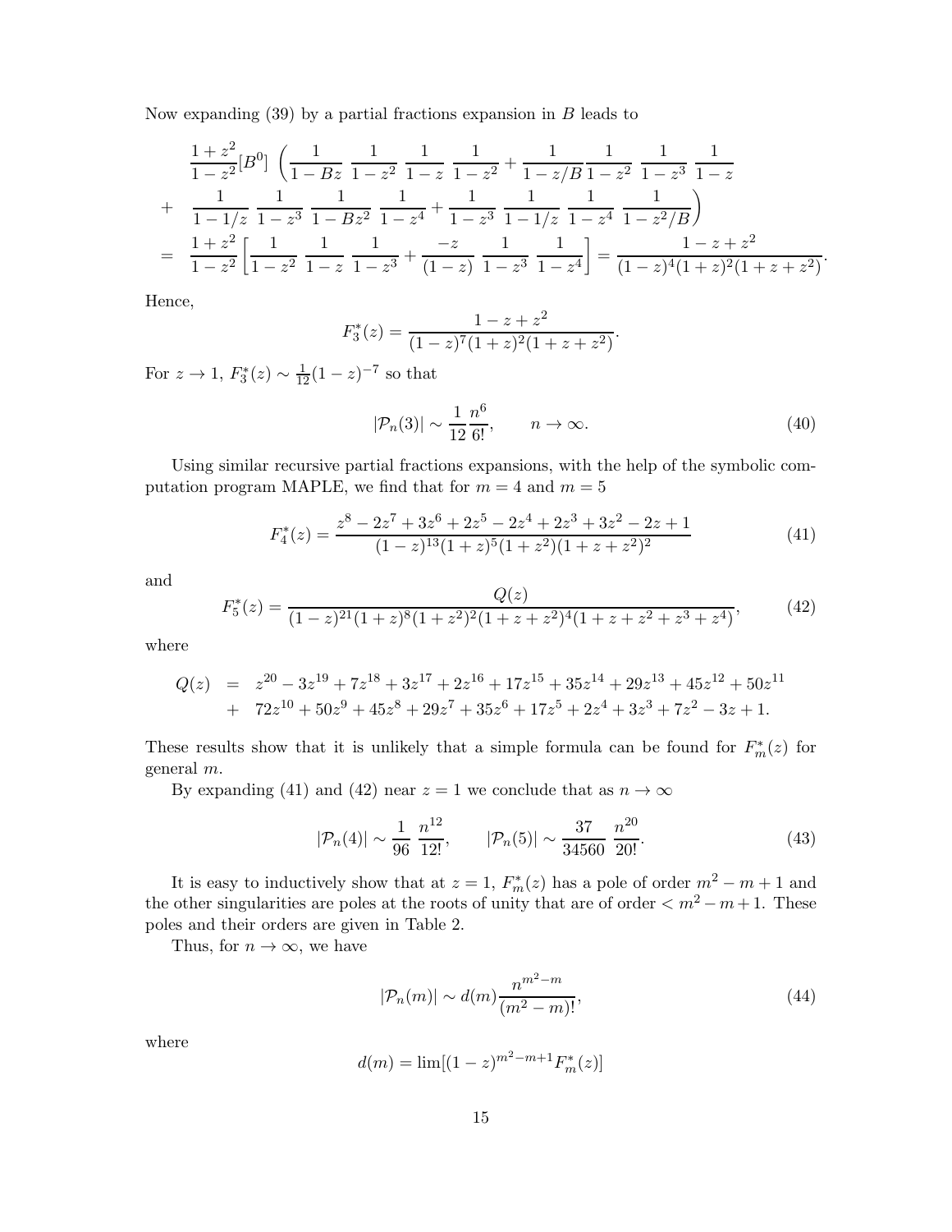Now expanding (39) by a partial fractions expansion in $B$ leads to

$$
\begin{aligned}
& \frac{1+z^2}{1-z^2}[B^0]\ \left(\frac{1}{1-Bz}\ \frac{1}{1-z^2}\ \frac{1}{1-z}\ \frac{1}{1-z^2} + \frac{1}{1-z/B}\frac{1}{1-z^2}\ \frac{1}{1-z^3}\ \frac{1}{1-z}\right. \\
+ & \left. \quad \frac{1}{1-1/z}\ \frac{1}{1-z^3}\ \frac{1}{1-Bz^2}\ \frac{1}{1-z^4} + \frac{1}{1-z^3}\ \frac{1}{1-1/z}\ \frac{1}{1-z^4}\ \frac{1}{1-z^2/B}\right) \\
= & \quad \frac{1+z^2}{1-z^2}\left[\frac{1}{1-z^2}\ \frac{1}{1-z}\ \frac{1}{1-z^3} + \frac{-z}{(1-z)}\ \frac{1}{1-z^3}\ \frac{1}{1-z^4}\right] = \frac{1-z+z^2}{(1-z)^4(1+z)^2(1+z+z^2)}.
\end{aligned}
$$

Hence,

$$
F_3^*(z) = \frac{1-z+z^2}{(1-z)^7(1+z)^2(1+z+z^2)}.
$$

For $z \to 1$, $F_3^*(z) \sim \frac{1}{12}(1-z)^{-7}$ so that

$$
|\mathcal{P}_n(3)| \sim \frac{1}{12}\frac{n^6}{6!}, \qquad n \to \infty. \tag{40}
$$

Using similar recursive partial fractions expansions, with the help of the symbolic computation program MAPLE, we find that for $m = 4$ and $m = 5$

$$
F_4^*(z) = \frac{z^8 - 2z^7 + 3z^6 + 2z^5 - 2z^4 + 2z^3 + 3z^2 - 2z + 1}{(1-z)^{13}(1+z)^5(1+z^2)(1+z+z^2)^2} \tag{41}
$$

and

$$
F_5^*(z) = \frac{Q(z)}{(1-z)^{21}(1+z)^8(1+z^2)^2(1+z+z^2)^4(1+z+z^2+z^3+z^4)}, \tag{42}
$$

where

$$
\begin{aligned}
Q(z) &= z^{20} - 3z^{19} + 7z^{18} + 3z^{17} + 2z^{16} + 17z^{15} + 35z^{14} + 29z^{13} + 45z^{12} + 50z^{11} \\
&+ \ 72z^{10} + 50z^9 + 45z^8 + 29z^7 + 35z^6 + 17z^5 + 2z^4 + 3z^3 + 7z^2 - 3z + 1.
\end{aligned}
$$

These results show that it is unlikely that a simple formula can be found for $F_m^*(z)$ for general $m$.

By expanding (41) and (42) near $z = 1$ we conclude that as $n \to \infty$

$$
|\mathcal{P}_n(4)| \sim \frac{1}{96}\ \frac{n^{12}}{12!}, \qquad |\mathcal{P}_n(5)| \sim \frac{37}{34560}\ \frac{n^{20}}{20!}. \tag{43}
$$

It is easy to inductively show that at $z = 1$, $F_m^*(z)$ has a pole of order $m^2 - m + 1$ and the other singularities are poles at the roots of unity that are of order $< m^2 - m + 1$. These poles and their orders are given in Table 2.

Thus, for $n \to \infty$, we have

$$
|\mathcal{P}_n(m)| \sim d(m)\frac{n^{m^2-m}}{(m^2-m)!}, \tag{44}
$$

where

$$
d(m) = \lim[(1-z)^{m^2-m+1}F_m^*(z)]
$$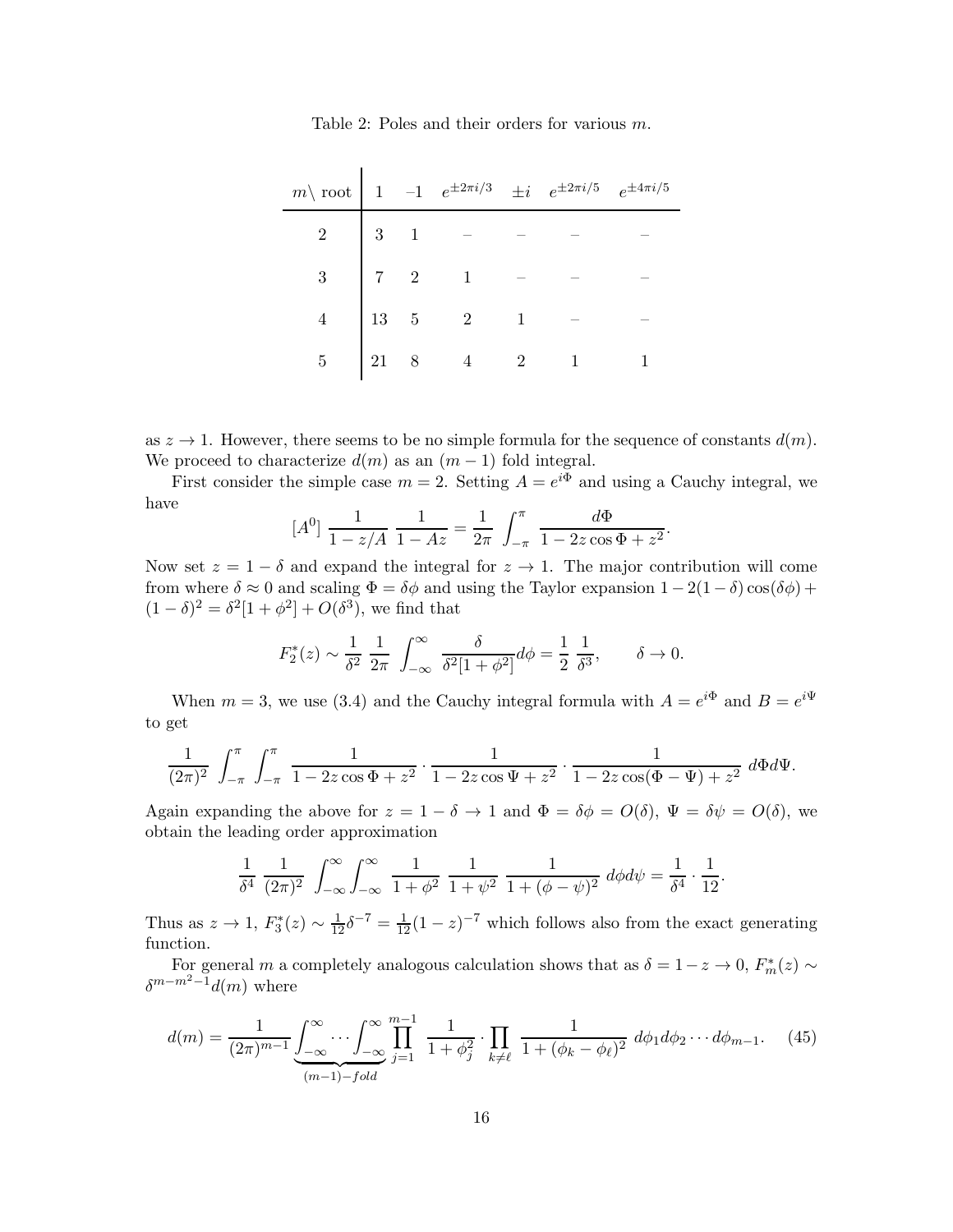Table 2: Poles and their orders for various $m$.

| $m\backslash$ root | $1$ | $-1$ | $e^{\pm 2\pi i/3}$ | $\pm i$ | $e^{\pm 2\pi i/5}$ | $e^{\pm 4\pi i/5}$ |
|---|---|---|---|---|---|---|
| 2 | 3 | 1 | – | – | – | – |
| 3 | 7 | 2 | 1 | – | – | – |
| 4 | 13 | 5 | 2 | 1 | – | – |
| 5 | 21 | 8 | 4 | 2 | 1 | 1 |

as $z \to 1$. However, there seems to be no simple formula for the sequence of constants $d(m)$. We proceed to characterize $d(m)$ as an $(m-1)$ fold integral.

First consider the simple case $m = 2$. Setting $A = e^{i\Phi}$ and using a Cauchy integral, we have

$$[A^0]\ \frac{1}{1 - z/A}\ \frac{1}{1 - Az} = \frac{1}{2\pi}\ \int_{-\pi}^{\pi}\ \frac{d\Phi}{1 - 2z\cos\Phi + z^2}.$$

Now set $z = 1 - \delta$ and expand the integral for $z \to 1$. The major contribution will come from where $\delta \approx 0$ and scaling $\Phi = \delta\phi$ and using the Taylor expansion $1 - 2(1-\delta)\cos(\delta\phi) + (1-\delta)^2 = \delta^2[1 + \phi^2] + O(\delta^3)$, we find that

$$F_2^*(z) \sim \frac{1}{\delta^2}\ \frac{1}{2\pi}\ \int_{-\infty}^{\infty}\ \frac{\delta}{\delta^2[1+\phi^2]}d\phi = \frac{1}{2}\ \frac{1}{\delta^3}, \qquad \delta \to 0.$$

When $m = 3$, we use (3.4) and the Cauchy integral formula with $A = e^{i\Phi}$ and $B = e^{i\Psi}$ to get

$$\frac{1}{(2\pi)^2}\ \int_{-\pi}^{\pi}\int_{-\pi}^{\pi}\ \frac{1}{1 - 2z\cos\Phi + z^2}\cdot\frac{1}{1 - 2z\cos\Psi + z^2}\cdot\frac{1}{1 - 2z\cos(\Phi - \Psi) + z^2}\ d\Phi d\Psi.$$

Again expanding the above for $z = 1 - \delta \to 1$ and $\Phi = \delta\phi = O(\delta)$, $\Psi = \delta\psi = O(\delta)$, we obtain the leading order approximation

$$\frac{1}{\delta^4}\ \frac{1}{(2\pi)^2}\ \int_{-\infty}^{\infty}\int_{-\infty}^{\infty}\ \frac{1}{1+\phi^2}\ \frac{1}{1+\psi^2}\ \frac{1}{1+(\phi-\psi)^2}\ d\phi d\psi = \frac{1}{\delta^4}\cdot\frac{1}{12}.$$

Thus as $z \to 1$, $F_3^*(z) \sim \frac{1}{12}\delta^{-7} = \frac{1}{12}(1-z)^{-7}$ which follows also from the exact generating function.

For general $m$ a completely analogous calculation shows that as $\delta = 1 - z \to 0$, $F_m^*(z) \sim \delta^{m - m^2 - 1}d(m)$ where

$$d(m) = \frac{1}{(2\pi)^{m-1}}\underbrace{\int_{-\infty}^{\infty}\cdots\int_{-\infty}^{\infty}}_{(m-1)-fold}\prod_{j=1}^{m-1}\ \frac{1}{1+\phi_j^2}\cdot\prod_{k\neq\ell}\ \frac{1}{1+(\phi_k - \phi_\ell)^2}\ d\phi_1 d\phi_2\cdots d\phi_{m-1}. \quad (45)$$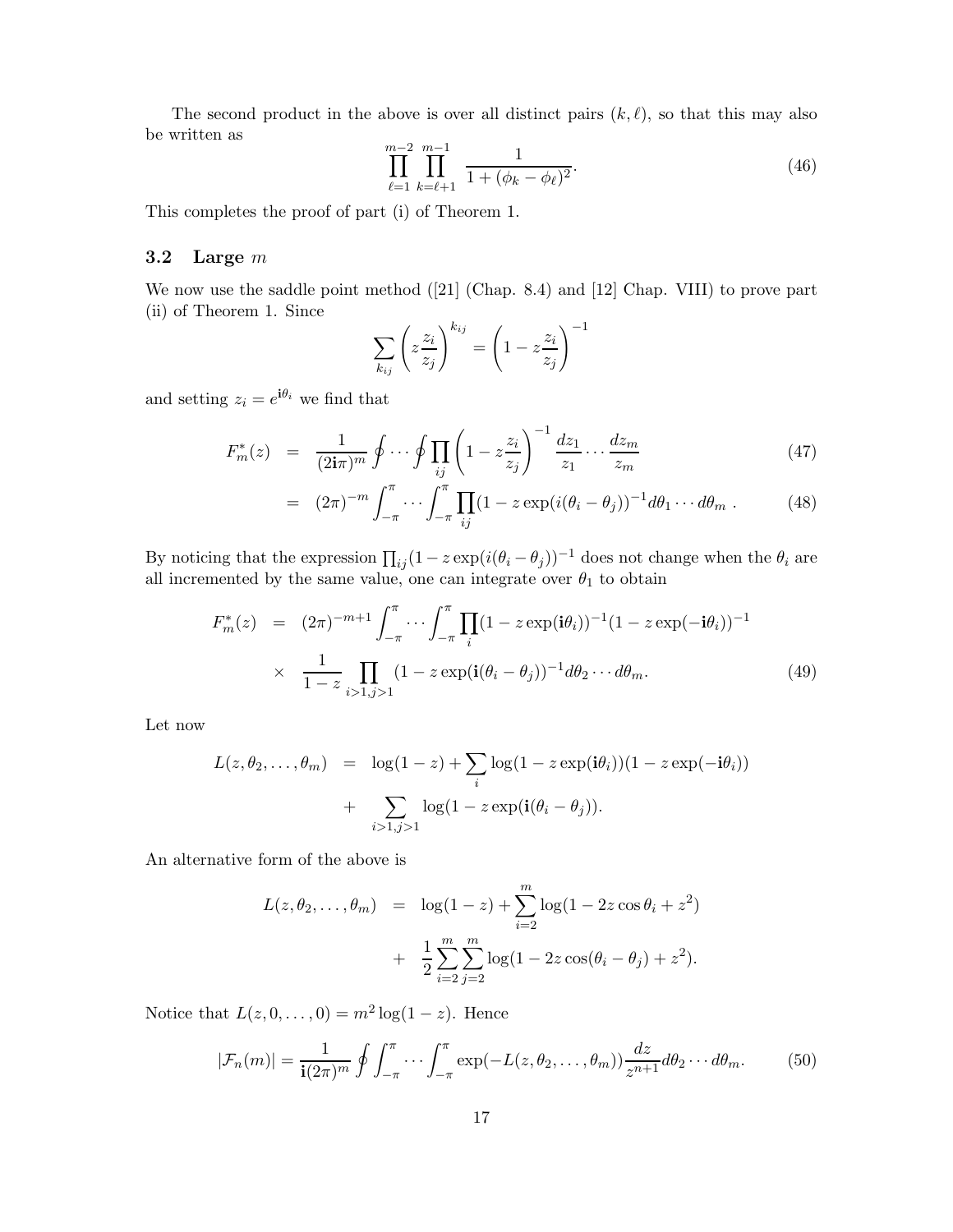The second product in the above is over all distinct pairs $(k, \ell)$, so that this may also be written as

$$\prod_{\ell=1}^{m-2} \prod_{k=\ell+1}^{m-1} \frac{1}{1+(\phi_k - \phi_\ell)^2}. \tag{46}$$

This completes the proof of part (i) of Theorem 1.

### 3.2 Large $m$

We now use the saddle point method ([21] (Chap. 8.4) and [12] Chap. VIII) to prove part (ii) of Theorem 1. Since

$$\sum_{k_{ij}} \left( z \frac{z_i}{z_j} \right)^{k_{ij}} = \left( 1 - z \frac{z_i}{z_j} \right)^{-1}$$

and setting $z_i = e^{\mathbf{i}\theta_i}$ we find that

$$\begin{aligned}
F_m^*(z) &= \frac{1}{(2\mathbf{i}\pi)^m} \oint \cdots \oint \prod_{ij} \left( 1 - z \frac{z_i}{z_j} \right)^{-1} \frac{dz_1}{z_1} \cdots \frac{dz_m}{z_m} && (47) \\
&= (2\pi)^{-m} \int_{-\pi}^{\pi} \cdots \int_{-\pi}^{\pi} \prod_{ij} (1 - z \exp(i(\theta_i - \theta_j))^{-1} d\theta_1 \cdots d\theta_m \, . && (48)
\end{aligned}$$

By noticing that the expression $\prod_{ij}(1 - z\exp(i(\theta_i - \theta_j))^{-1}$ does not change when the $\theta_i$ are all incremented by the same value, one can integrate over $\theta_1$ to obtain

$$\begin{aligned}
F_m^*(z) &= (2\pi)^{-m+1} \int_{-\pi}^{\pi} \cdots \int_{-\pi}^{\pi} \prod_i (1 - z\exp(\mathbf{i}\theta_i))^{-1} (1 - z\exp(-\mathbf{i}\theta_i))^{-1} \\
&\times \frac{1}{1-z} \prod_{i>1, j>1} (1 - z\exp(\mathbf{i}(\theta_i - \theta_j))^{-1} d\theta_2 \cdots d\theta_m. && (49)
\end{aligned}$$

Let now

$$\begin{aligned}
L(z, \theta_2, \ldots, \theta_m) &= \log(1-z) + \sum_i \log(1 - z\exp(\mathbf{i}\theta_i))(1 - z\exp(-\mathbf{i}\theta_i)) \\
&+ \sum_{i>1, j>1} \log(1 - z\exp(\mathbf{i}(\theta_i - \theta_j)).
\end{aligned}$$

An alternative form of the above is

$$\begin{aligned}
L(z, \theta_2, \ldots, \theta_m) &= \log(1-z) + \sum_{i=2}^{m} \log(1 - 2z\cos\theta_i + z^2) \\
&+ \frac{1}{2} \sum_{i=2}^{m} \sum_{j=2}^{m} \log(1 - 2z\cos(\theta_i - \theta_j) + z^2).
\end{aligned}$$

Notice that $L(z, 0, \ldots, 0) = m^2 \log(1-z)$. Hence

$$|\mathcal{F}_n(m)| = \frac{1}{\mathbf{i}(2\pi)^m} \oint \int_{-\pi}^{\pi} \cdots \int_{-\pi}^{\pi} \exp(-L(z, \theta_2, \ldots, \theta_m)) \frac{dz}{z^{n+1}} d\theta_2 \cdots d\theta_m. \tag{50}$$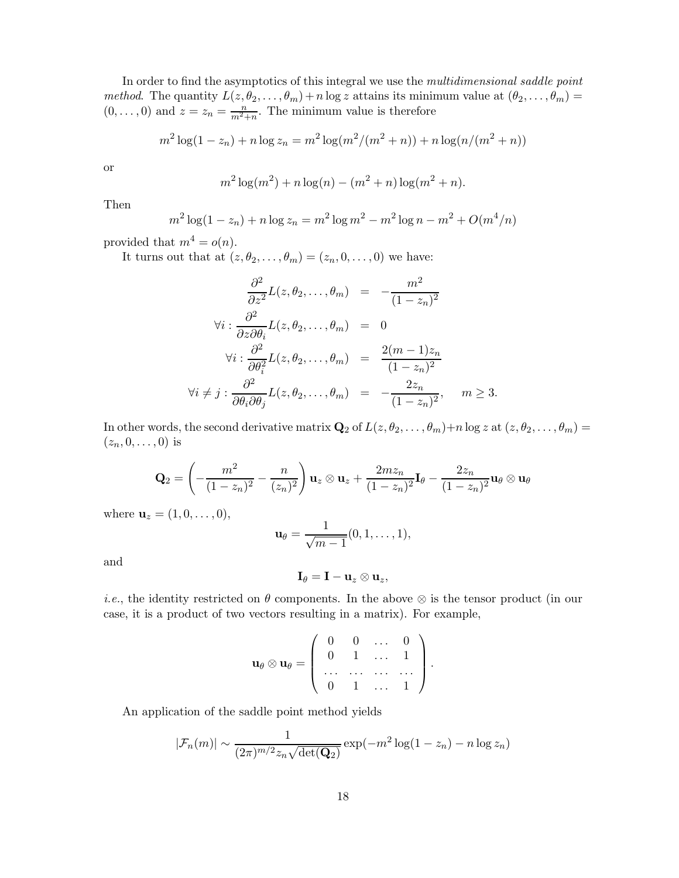In order to find the asymptotics of this integral we use the *multidimensional saddle point method*. The quantity $L(z, \theta_2, \ldots, \theta_m) + n \log z$ attains its minimum value at $(\theta_2, \ldots, \theta_m) = (0, \ldots, 0)$ and $z = z_n = \frac{n}{m^2+n}$. The minimum value is therefore

$$m^2 \log(1 - z_n) + n \log z_n = m^2 \log(m^2/(m^2 + n)) + n \log(n/(m^2 + n))$$

or

$$m^2 \log(m^2) + n \log(n) - (m^2 + n) \log(m^2 + n).$$

Then

$$m^2 \log(1 - z_n) + n \log z_n = m^2 \log m^2 - m^2 \log n - m^2 + O(m^4/n)$$

provided that $m^4 = o(n)$.

It turns out that at $(z, \theta_2, \ldots, \theta_m) = (z_n, 0, \ldots, 0)$ we have:

$$\begin{aligned}
\frac{\partial^2}{\partial z^2} L(z, \theta_2, \ldots, \theta_m) &= -\frac{m^2}{(1 - z_n)^2} \\
\forall i : \frac{\partial^2}{\partial z \partial \theta_i} L(z, \theta_2, \ldots, \theta_m) &= 0 \\
\forall i : \frac{\partial^2}{\partial \theta_i^2} L(z, \theta_2, \ldots, \theta_m) &= \frac{2(m-1)z_n}{(1 - z_n)^2} \\
\forall i \neq j : \frac{\partial^2}{\partial \theta_i \partial \theta_j} L(z, \theta_2, \ldots, \theta_m) &= -\frac{2z_n}{(1 - z_n)^2}, \quad m \geq 3.
\end{aligned}$$

In other words, the second derivative matrix $\mathbf{Q}_2$ of $L(z, \theta_2, \ldots, \theta_m) + n \log z$ at $(z, \theta_2, \ldots, \theta_m) = (z_n, 0, \ldots, 0)$ is

$$\mathbf{Q}_2 = \left( -\frac{m^2}{(1 - z_n)^2} - \frac{n}{(z_n)^2} \right) \mathbf{u}_z \otimes \mathbf{u}_z + \frac{2m z_n}{(1 - z_n)^2} \mathbf{I}_\theta - \frac{2z_n}{(1 - z_n)^2} \mathbf{u}_\theta \otimes \mathbf{u}_\theta$$

where $\mathbf{u}_z = (1, 0, \ldots, 0)$,

$$\mathbf{u}_\theta = \frac{1}{\sqrt{m-1}} (0, 1, \ldots, 1),$$

and

$$\mathbf{I}_\theta = \mathbf{I} - \mathbf{u}_z \otimes \mathbf{u}_z,$$

*i.e.*, the identity restricted on $\theta$ components. In the above $\otimes$ is the tensor product (in our case, it is a product of two vectors resulting in a matrix). For example,

$$\mathbf{u}_\theta \otimes \mathbf{u}_\theta = \begin{pmatrix} 0 & 0 & \ldots & 0 \\ 0 & 1 & \ldots & 1 \\ \ldots & \ldots & \ldots & \ldots \\ 0 & 1 & \ldots & 1 \end{pmatrix}.$$

An application of the saddle point method yields

$$|\mathcal{F}_n(m)| \sim \frac{1}{(2\pi)^{m/2} z_n \sqrt{\det(\mathbf{Q}_2)}} \exp(-m^2 \log(1 - z_n) - n \log z_n)$$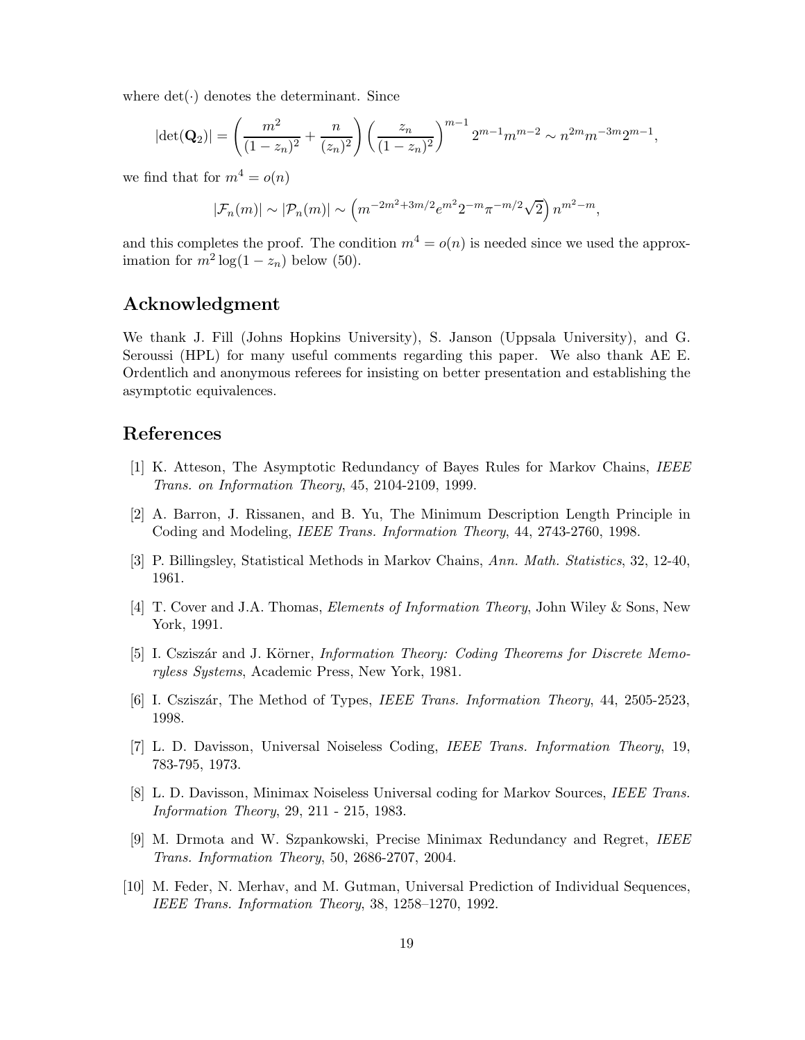where $\det(\cdot)$ denotes the determinant. Since

$$|\det(\mathbf{Q}_2)| = \left(\frac{m^2}{(1-z_n)^2} + \frac{n}{(z_n)^2}\right)\left(\frac{z_n}{(1-z_n)^2}\right)^{m-1} 2^{m-1}m^{m-2} \sim n^{2m}m^{-3m}2^{m-1},$$

we find that for $m^4 = o(n)$

$$|\mathcal{F}_n(m)| \sim |\mathcal{P}_n(m)| \sim \left(m^{-2m^2+3m/2}e^{m^2}2^{-m}\pi^{-m/2}\sqrt{2}\right)n^{m^2-m},$$

and this completes the proof. The condition $m^4 = o(n)$ is needed since we used the approximation for $m^2\log(1-z_n)$ below (50).

## Acknowledgment

We thank J. Fill (Johns Hopkins University), S. Janson (Uppsala University), and G. Seroussi (HPL) for many useful comments regarding this paper. We also thank AE E. Ordentlich and anonymous referees for insisting on better presentation and establishing the asymptotic equivalences.

## References

[1] K. Atteson, The Asymptotic Redundancy of Bayes Rules for Markov Chains, *IEEE Trans. on Information Theory*, 45, 2104-2109, 1999.

[2] A. Barron, J. Rissanen, and B. Yu, The Minimum Description Length Principle in Coding and Modeling, *IEEE Trans. Information Theory*, 44, 2743-2760, 1998.

[3] P. Billingsley, Statistical Methods in Markov Chains, *Ann. Math. Statistics*, 32, 12-40, 1961.

[4] T. Cover and J.A. Thomas, *Elements of Information Theory*, John Wiley & Sons, New York, 1991.

[5] I. Csziszár and J. Körner, *Information Theory: Coding Theorems for Discrete Memoryless Systems*, Academic Press, New York, 1981.

[6] I. Csziszár, The Method of Types, *IEEE Trans. Information Theory*, 44, 2505-2523, 1998.

[7] L. D. Davisson, Universal Noiseless Coding, *IEEE Trans. Information Theory*, 19, 783-795, 1973.

[8] L. D. Davisson, Minimax Noiseless Universal coding for Markov Sources, *IEEE Trans. Information Theory*, 29, 211 - 215, 1983.

[9] M. Drmota and W. Szpankowski, Precise Minimax Redundancy and Regret, *IEEE Trans. Information Theory*, 50, 2686-2707, 2004.

[10] M. Feder, N. Merhav, and M. Gutman, Universal Prediction of Individual Sequences, *IEEE Trans. Information Theory*, 38, 1258–1270, 1992.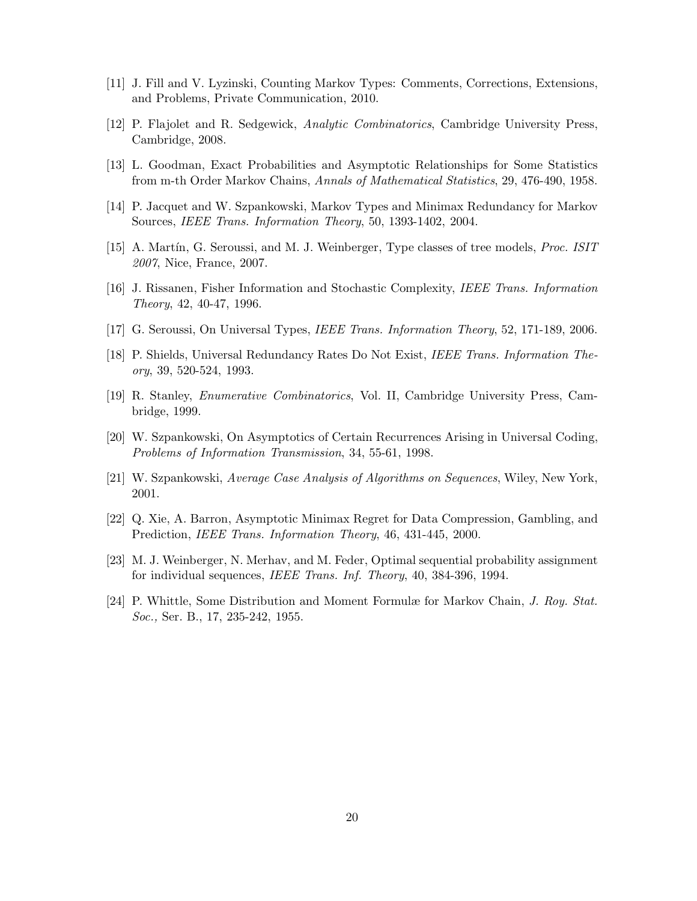[11] J. Fill and V. Lyzinski, Counting Markov Types: Comments, Corrections, Extensions, and Problems, Private Communication, 2010.

[12] P. Flajolet and R. Sedgewick, *Analytic Combinatorics*, Cambridge University Press, Cambridge, 2008.

[13] L. Goodman, Exact Probabilities and Asymptotic Relationships for Some Statistics from m-th Order Markov Chains, *Annals of Mathematical Statistics*, 29, 476-490, 1958.

[14] P. Jacquet and W. Szpankowski, Markov Types and Minimax Redundancy for Markov Sources, *IEEE Trans. Information Theory*, 50, 1393-1402, 2004.

[15] A. Martín, G. Seroussi, and M. J. Weinberger, Type classes of tree models, *Proc. ISIT 2007*, Nice, France, 2007.

[16] J. Rissanen, Fisher Information and Stochastic Complexity, *IEEE Trans. Information Theory*, 42, 40-47, 1996.

[17] G. Seroussi, On Universal Types, *IEEE Trans. Information Theory*, 52, 171-189, 2006.

[18] P. Shields, Universal Redundancy Rates Do Not Exist, *IEEE Trans. Information Theory*, 39, 520-524, 1993.

[19] R. Stanley, *Enumerative Combinatorics*, Vol. II, Cambridge University Press, Cambridge, 1999.

[20] W. Szpankowski, On Asymptotics of Certain Recurrences Arising in Universal Coding, *Problems of Information Transmission*, 34, 55-61, 1998.

[21] W. Szpankowski, *Average Case Analysis of Algorithms on Sequences*, Wiley, New York, 2001.

[22] Q. Xie, A. Barron, Asymptotic Minimax Regret for Data Compression, Gambling, and Prediction, *IEEE Trans. Information Theory*, 46, 431-445, 2000.

[23] M. J. Weinberger, N. Merhav, and M. Feder, Optimal sequential probability assignment for individual sequences, *IEEE Trans. Inf. Theory*, 40, 384-396, 1994.

[24] P. Whittle, Some Distribution and Moment Formulæ for Markov Chain, *J. Roy. Stat. Soc.,* Ser. B., 17, 235-242, 1955.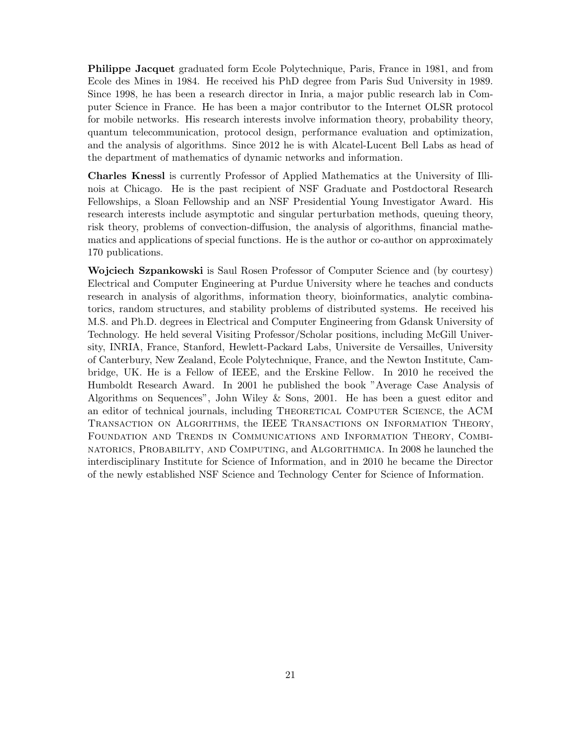**Philippe Jacquet** graduated form Ecole Polytechnique, Paris, France in 1981, and from Ecole des Mines in 1984. He received his PhD degree from Paris Sud University in 1989. Since 1998, he has been a research director in Inria, a major public research lab in Computer Science in France. He has been a major contributor to the Internet OLSR protocol for mobile networks. His research interests involve information theory, probability theory, quantum telecommunication, protocol design, performance evaluation and optimization, and the analysis of algorithms. Since 2012 he is with Alcatel-Lucent Bell Labs as head of the department of mathematics of dynamic networks and information.

**Charles Knessl** is currently Professor of Applied Mathematics at the University of Illinois at Chicago. He is the past recipient of NSF Graduate and Postdoctoral Research Fellowships, a Sloan Fellowship and an NSF Presidential Young Investigator Award. His research interests include asymptotic and singular perturbation methods, queuing theory, risk theory, problems of convection-diffusion, the analysis of algorithms, financial mathematics and applications of special functions. He is the author or co-author on approximately 170 publications.

**Wojciech Szpankowski** is Saul Rosen Professor of Computer Science and (by courtesy) Electrical and Computer Engineering at Purdue University where he teaches and conducts research in analysis of algorithms, information theory, bioinformatics, analytic combinatorics, random structures, and stability problems of distributed systems. He received his M.S. and Ph.D. degrees in Electrical and Computer Engineering from Gdansk University of Technology. He held several Visiting Professor/Scholar positions, including McGill University, INRIA, France, Stanford, Hewlett-Packard Labs, Universite de Versailles, University of Canterbury, New Zealand, Ecole Polytechnique, France, and the Newton Institute, Cambridge, UK. He is a Fellow of IEEE, and the Erskine Fellow. In 2010 he received the Humboldt Research Award. In 2001 he published the book "Average Case Analysis of Algorithms on Sequences", John Wiley & Sons, 2001. He has been a guest editor and an editor of technical journals, including THEORETICAL COMPUTER SCIENCE, the ACM TRANSACTION ON ALGORITHMS, the IEEE TRANSACTIONS ON INFORMATION THEORY, FOUNDATION AND TRENDS IN COMMUNICATIONS AND INFORMATION THEORY, COMBINATORICS, PROBABILITY, AND COMPUTING, and ALGORITHMICA. In 2008 he launched the interdisciplinary Institute for Science of Information, and in 2010 he became the Director of the newly established NSF Science and Technology Center for Science of Information.